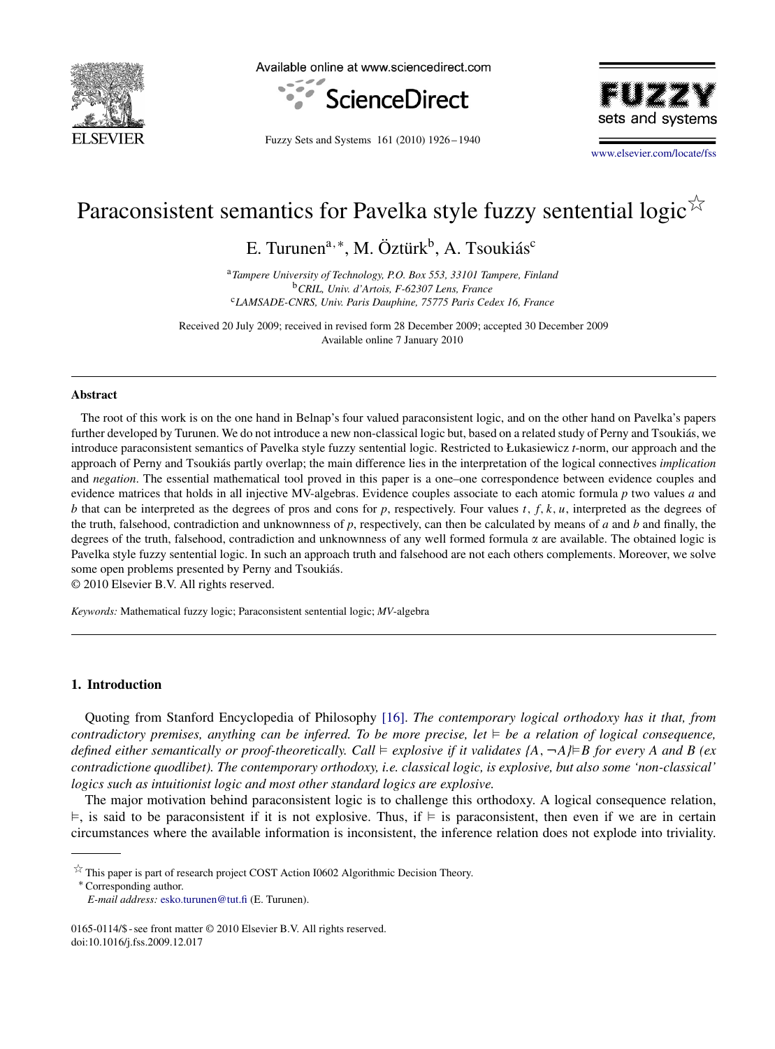# Paraconsistent semantics for Pavelka style fuzzy sentential logic☆

E. Turunen[a,*], M. Öztürk[b], A. Tsoukiás[c]

[a] *Tampere University of Technology, P.O. Box 553, 33101 Tampere, Finland*
[b] *CRIL, Univ. d'Artois, F-62307 Lens, France*
[c] *LAMSADE-CNRS, Univ. Paris Dauphine, 75775 Paris Cedex 16, France*

Received 20 July 2009; received in revised form 28 December 2009; accepted 30 December 2009
Available online 7 January 2010

## Abstract

The root of this work is on the one hand in Belnap's four valued paraconsistent logic, and on the other hand on Pavelka's papers further developed by Turunen. We do not introduce a new non-classical logic but, based on a related study of Perny and Tsoukiás, we introduce paraconsistent semantics of Pavelka style fuzzy sentential logic. Restricted to Łukasiewicz $t$-norm, our approach and the approach of Perny and Tsoukiás partly overlap; the main difference lies in the interpretation of the logical connectives *implication* and *negation*. The essential mathematical tool proved in this paper is a one–one correspondence between evidence couples and evidence matrices that holds in all injective MV-algebras. Evidence couples associate to each atomic formula $p$ two values $a$ and $b$ that can be interpreted as the degrees of pros and cons for $p$, respectively. Four values $t, f, k, u$, interpreted as the degrees of the truth, falsehood, contradiction and unknownness of $p$, respectively, can then be calculated by means of $a$ and $b$ and finally, the degrees of the truth, falsehood, contradiction and unknownness of any well formed formula $\alpha$ are available. The obtained logic is Pavelka style fuzzy sentential logic. In such an approach truth and falsehood are not each others complements. Moreover, we solve some open problems presented by Perny and Tsoukiás.

© 2010 Elsevier B.V. All rights reserved.

*Keywords:* Mathematical fuzzy logic; Paraconsistent sentential logic; *MV*-algebra

## 1. Introduction

Quoting from Stanford Encyclopedia of Philosophy [16]. *The contemporary logical orthodoxy has it that, from contradictory premises, anything can be inferred. To be more precise, let $\vDash$ be a relation of logical consequence, defined either semantically or proof-theoretically. Call $\vDash$ explosive if it validates $\{A, \neg A\} \vDash B$ for every A and B (ex contradictione quodlibet). The contemporary orthodoxy, i.e. classical logic, is explosive, but also some 'non-classical' logics such as intuitionist logic and most other standard logics are explosive.*

The major motivation behind paraconsistent logic is to challenge this orthodoxy. A logical consequence relation, $\vDash$, is said to be paraconsistent if it is not explosive. Thus, if $\vDash$ is paraconsistent, then even if we are in certain circumstances where the available information is inconsistent, the inference relation does not explode into triviality.

☆ This paper is part of research project COST Action I0602 Algorithmic Decision Theory.

\* Corresponding author.

*E-mail address:* esko.turunen@tut.fi (E. Turunen).

0165-0114/$ - see front matter © 2010 Elsevier B.V. All rights reserved.
doi:10.1016/j.fss.2009.12.017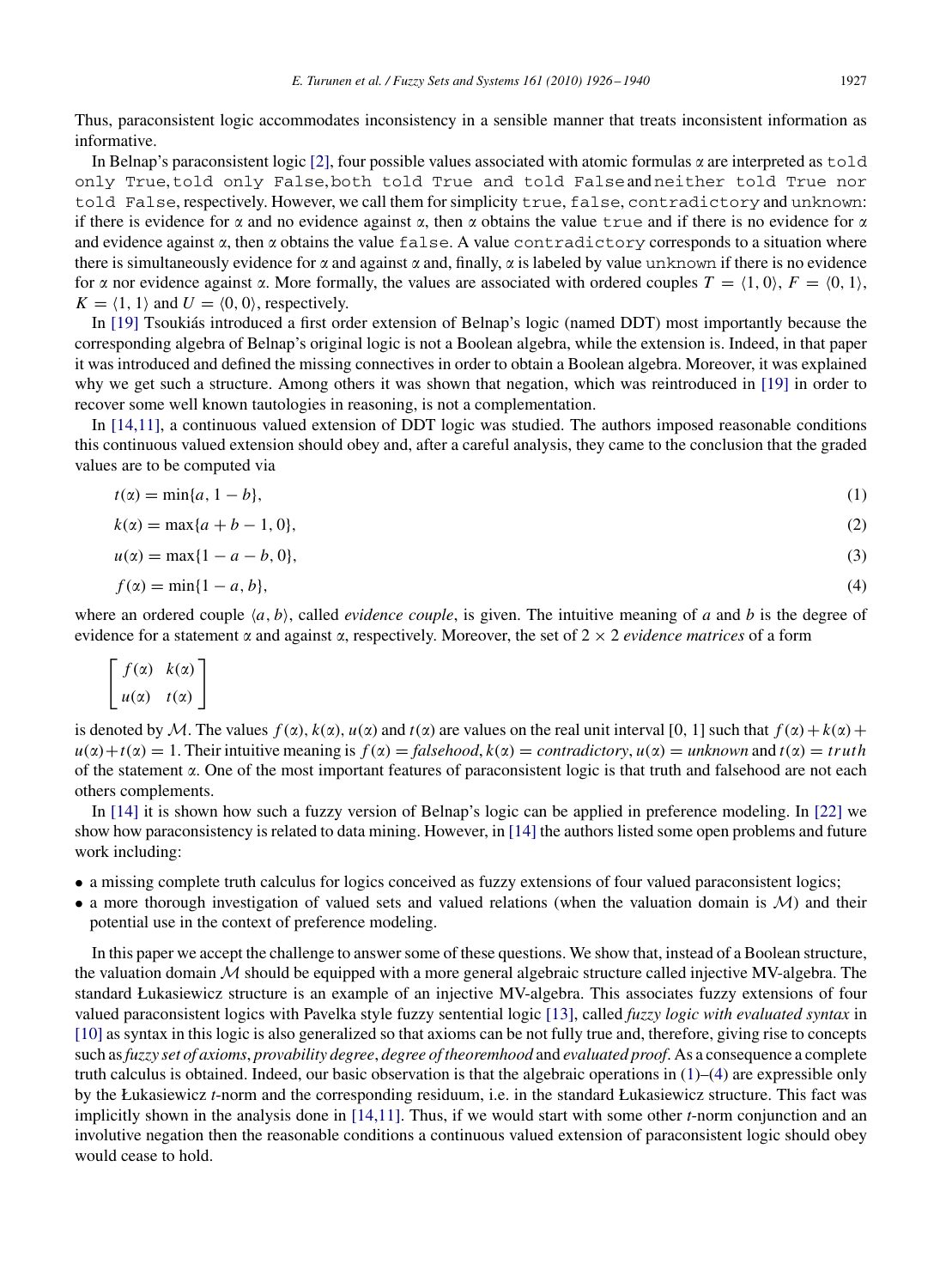Thus, paraconsistent logic accommodates inconsistency in a sensible manner that treats inconsistent information as informative.

In Belnap's paraconsistent logic [2], four possible values associated with atomic formulas $\alpha$ are interpreted as `told only True`, `told only False`, `both told True and told False` and `neither told True nor told False`, respectively. However, we call them for simplicity `true`, `false`, `contradictory` and `unknown`: if there is evidence for $\alpha$ and no evidence against $\alpha$, then $\alpha$ obtains the value `true` and if there is no evidence for $\alpha$ and evidence against $\alpha$, then $\alpha$ obtains the value `false`. A value `contradictory` corresponds to a situation where there is simultaneously evidence for $\alpha$ and against $\alpha$ and, finally, $\alpha$ is labeled by value `unknown` if there is no evidence for $\alpha$ nor evidence against $\alpha$. More formally, the values are associated with ordered couples $T = \langle 1, 0 \rangle$, $F = \langle 0, 1 \rangle$, $K = \langle 1, 1 \rangle$ and $U = \langle 0, 0 \rangle$, respectively.

In [19] Tsoukiás introduced a first order extension of Belnap's logic (named DDT) most importantly because the corresponding algebra of Belnap's original logic is not a Boolean algebra, while the extension is. Indeed, in that paper it was introduced and defined the missing connectives in order to obtain a Boolean algebra. Moreover, it was explained why we get such a structure. Among others it was shown that negation, which was reintroduced in [19] in order to recover some well known tautologies in reasoning, is not a complementation.

In [14,11], a continuous valued extension of DDT logic was studied. The authors imposed reasonable conditions this continuous valued extension should obey and, after a careful analysis, they came to the conclusion that the graded values are to be computed via

$$t(\alpha) = \min\{a, 1 - b\}, \tag{1}$$

$$k(\alpha) = \max\{a + b - 1, 0\}, \tag{2}$$

$$u(\alpha) = \max\{1 - a - b, 0\}, \tag{3}$$

$$f(\alpha) = \min\{1 - a, b\}, \tag{4}$$

where an ordered couple $\langle a, b \rangle$, called *evidence couple*, is given. The intuitive meaning of $a$ and $b$ is the degree of evidence for a statement $\alpha$ and against $\alpha$, respectively. Moreover, the set of $2 \times 2$ *evidence matrices* of a form

$$\begin{bmatrix} f(\alpha) & k(\alpha) \\ u(\alpha) & t(\alpha) \end{bmatrix}$$

is denoted by $\mathcal{M}$. The values $f(\alpha)$, $k(\alpha)$, $u(\alpha)$ and $t(\alpha)$ are values on the real unit interval [0, 1] such that $f(\alpha) + k(\alpha) + u(\alpha) + t(\alpha) = 1$. Their intuitive meaning is $f(\alpha) = \textit{falsehood}$, $k(\alpha) = \textit{contradictory}$, $u(\alpha) = \textit{unknown}$ and $t(\alpha) = \textit{truth}$ of the statement $\alpha$. One of the most important features of paraconsistent logic is that truth and falsehood are not each others complements.

In [14] it is shown how such a fuzzy version of Belnap's logic can be applied in preference modeling. In [22] we show how paraconsistency is related to data mining. However, in [14] the authors listed some open problems and future work including:

- a missing complete truth calculus for logics conceived as fuzzy extensions of four valued paraconsistent logics;
- a more thorough investigation of valued sets and valued relations (when the valuation domain is $\mathcal{M}$) and their potential use in the context of preference modeling.

In this paper we accept the challenge to answer some of these questions. We show that, instead of a Boolean structure, the valuation domain $\mathcal{M}$ should be equipped with a more general algebraic structure called injective MV-algebra. The standard Łukasiewicz structure is an example of an injective MV-algebra. This associates fuzzy extensions of four valued paraconsistent logics with Pavelka style fuzzy sentential logic [13], called *fuzzy logic with evaluated syntax* in [10] as syntax in this logic is also generalized so that axioms can be not fully true and, therefore, giving rise to concepts such as *fuzzy set of axioms*, *provability degree*, *degree of theoremhood* and *evaluated proof*. As a consequence a complete truth calculus is obtained. Indeed, our basic observation is that the algebraic operations in (1)–(4) are expressible only by the Łukasiewicz $t$-norm and the corresponding residuum, i.e. in the standard Łukasiewicz structure. This fact was implicitly shown in the analysis done in [14,11]. Thus, if we would start with some other $t$-norm conjunction and an involutive negation then the reasonable conditions a continuous valued extension of paraconsistent logic should obey would cease to hold.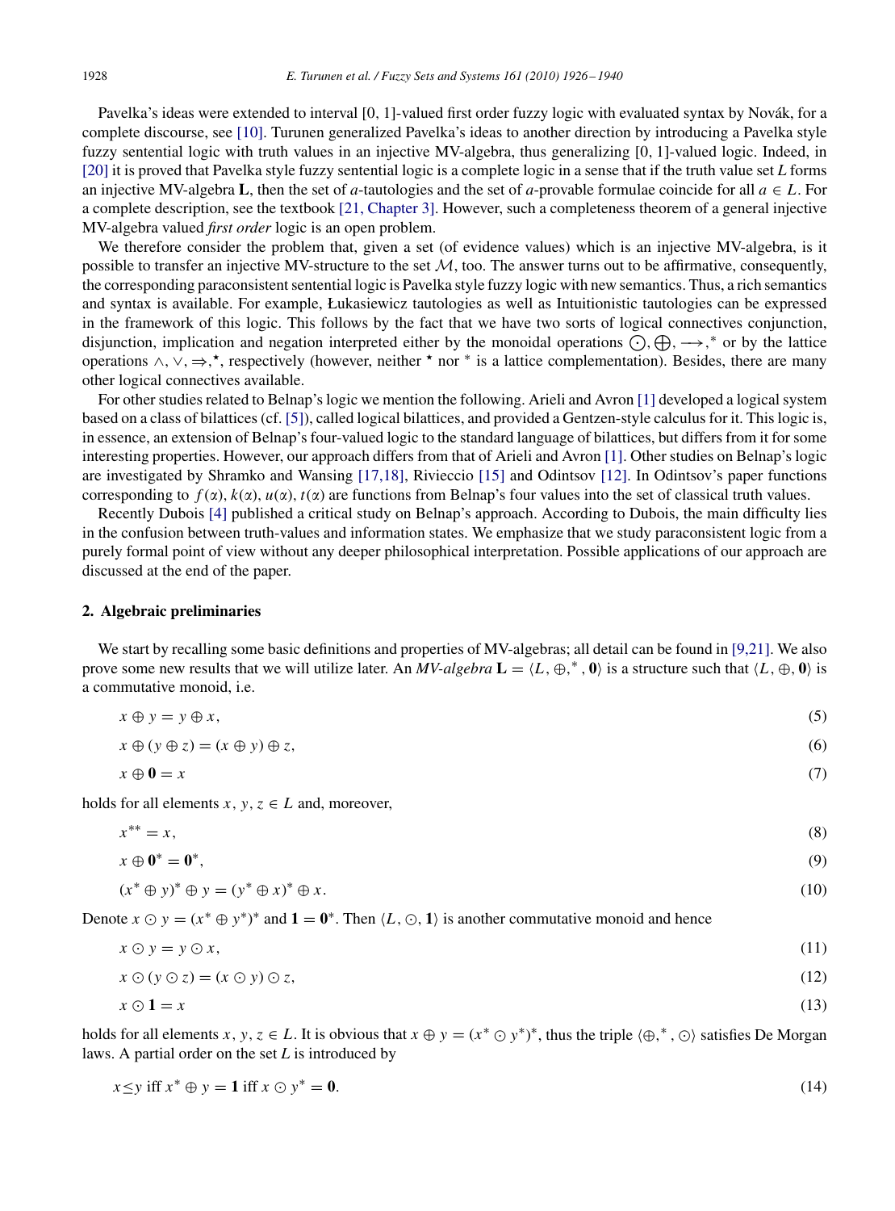Pavelka's ideas were extended to interval [0, 1]-valued first order fuzzy logic with evaluated syntax by Novák, for a complete discourse, see [10]. Turunen generalized Pavelka's ideas to another direction by introducing a Pavelka style fuzzy sentential logic with truth values in an injective MV-algebra, thus generalizing [0, 1]-valued logic. Indeed, in [20] it is proved that Pavelka style fuzzy sentential logic is a complete logic in a sense that if the truth value set $L$ forms an injective MV-algebra $\mathbf{L}$, then the set of $a$-tautologies and the set of $a$-provable formulae coincide for all $a \in L$. For a complete description, see the textbook [21, Chapter 3]. However, such a completeness theorem of a general injective MV-algebra valued *first order* logic is an open problem.

We therefore consider the problem that, given a set (of evidence values) which is an injective MV-algebra, is it possible to transfer an injective MV-structure to the set $\mathcal{M}$, too. The answer turns out to be affirmative, consequently, the corresponding paraconsistent sentential logic is Pavelka style fuzzy logic with new semantics. Thus, a rich semantics and syntax is available. For example, Łukasiewicz tautologies as well as Intuitionistic tautologies can be expressed in the framework of this logic. This follows by the fact that we have two sorts of logical connectives conjunction, disjunction, implication and negation interpreted either by the monoidal operations $\bigodot, \bigoplus, \longrightarrow, ^*$ or by the lattice operations $\wedge, \vee, \Rightarrow, ^\star$, respectively (however, neither $^\star$ nor $^*$ is a lattice complementation). Besides, there are many other logical connectives available.

For other studies related to Belnap's logic we mention the following. Arieli and Avron [1] developed a logical system based on a class of bilattices (cf. [5]), called logical bilattices, and provided a Gentzen-style calculus for it. This logic is, in essence, an extension of Belnap's four-valued logic to the standard language of bilattices, but differs from it for some interesting properties. However, our approach differs from that of Arieli and Avron [1]. Other studies on Belnap's logic are investigated by Shramko and Wansing [17,18], Rivieccio [15] and Odintsov [12]. In Odintsov's paper functions corresponding to $f(\alpha)$, $k(\alpha)$, $u(\alpha)$, $t(\alpha)$ are functions from Belnap's four values into the set of classical truth values.

Recently Dubois [4] published a critical study on Belnap's approach. According to Dubois, the main difficulty lies in the confusion between truth-values and information states. We emphasize that we study paraconsistent logic from a purely formal point of view without any deeper philosophical interpretation. Possible applications of our approach are discussed at the end of the paper.

## 2. Algebraic preliminaries

We start by recalling some basic definitions and properties of MV-algebras; all detail can be found in [9,21]. We also prove some new results that we will utilize later. An *MV-algebra* $\mathbf{L} = \langle L, \oplus, ^*, \mathbf{0}\rangle$ is a structure such that $\langle L, \oplus, \mathbf{0}\rangle$ is a commutative monoid, i.e.

$$x \oplus y = y \oplus x, \tag{5}$$

$$x \oplus (y \oplus z) = (x \oplus y) \oplus z, \tag{6}$$

$$x \oplus \mathbf{0} = x \tag{7}$$

holds for all elements $x, y, z \in L$ and, moreover,

$$x^{**} = x, \tag{8}$$

$$x \oplus \mathbf{0}^* = \mathbf{0}^*, \tag{9}$$

$$(x^* \oplus y)^* \oplus y = (y^* \oplus x)^* \oplus x. \tag{10}$$

Denote $x \odot y = (x^* \oplus y^*)^*$ and $\mathbf{1} = \mathbf{0}^*$. Then $\langle L, \odot, \mathbf{1}\rangle$ is another commutative monoid and hence

$$x \odot y = y \odot x, \tag{11}$$

$$x \odot (y \odot z) = (x \odot y) \odot z, \tag{12}$$

$$x \odot \mathbf{1} = x \tag{13}$$

holds for all elements $x, y, z \in L$. It is obvious that $x \oplus y = (x^* \odot y^*)^*$, thus the triple $\langle \oplus, ^*, \odot\rangle$ satisfies De Morgan laws. A partial order on the set $L$ is introduced by

$$x \leq y \text{ iff } x^* \oplus y = \mathbf{1} \text{ iff } x \odot y^* = \mathbf{0}. \tag{14}$$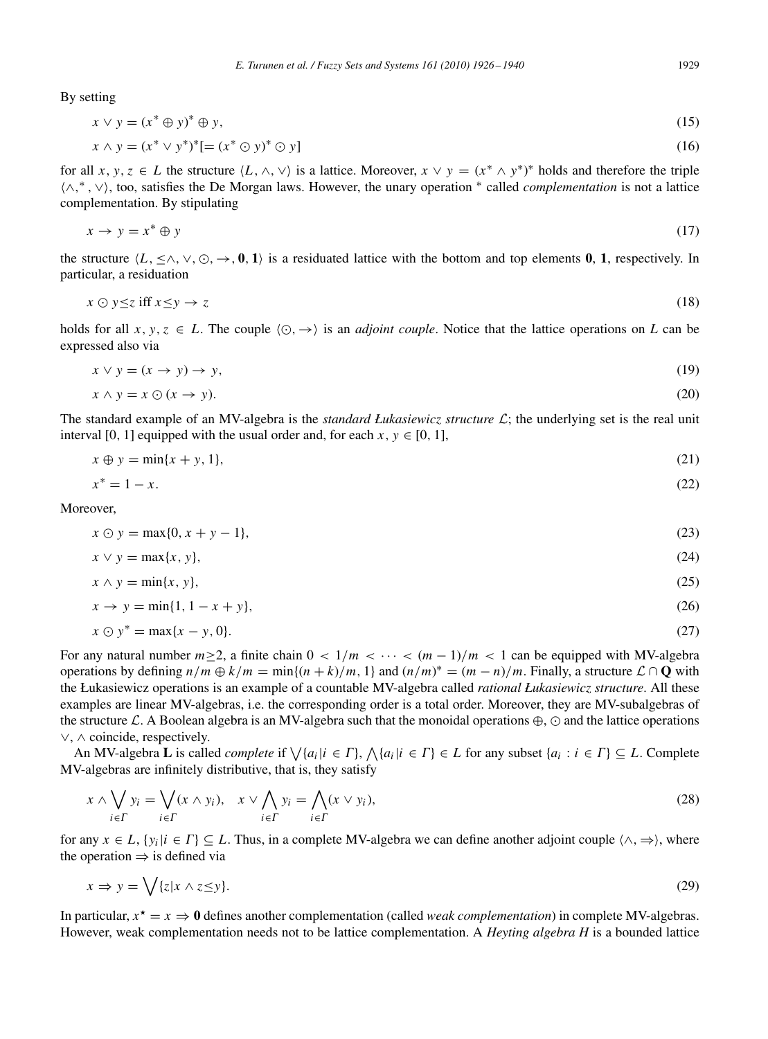By setting

$$x \vee y = (x^* \oplus y)^* \oplus y, \tag{15}$$

$$x \wedge y = (x^* \vee y^*)^* [= (x^* \odot y)^* \odot y] \tag{16}$$

for all $x, y, z \in L$ the structure $\langle L, \wedge, \vee \rangle$ is a lattice. Moreover, $x \vee y = (x^* \wedge y^*)^*$ holds and therefore the triple $\langle \wedge, ^*, \vee \rangle$, too, satisfies the De Morgan laws. However, the unary operation $^*$ called *complementation* is not a lattice complementation. By stipulating

$$x \to y = x^* \oplus y \tag{17}$$

the structure $\langle L, \leq \wedge, \vee, \odot, \to, \mathbf{0}, \mathbf{1} \rangle$ is a residuated lattice with the bottom and top elements $\mathbf{0}$, $\mathbf{1}$, respectively. In particular, a residuation

$$x \odot y \leq z \text{ iff } x \leq y \to z \tag{18}$$

holds for all $x, y, z \in L$. The couple $\langle \odot, \to \rangle$ is an *adjoint couple*. Notice that the lattice operations on $L$ can be expressed also via

$$x \vee y = (x \to y) \to y, \tag{19}$$

$$x \wedge y = x \odot (x \to y). \tag{20}$$

The standard example of an MV-algebra is the *standard Łukasiewicz structure* $\mathcal{L}$; the underlying set is the real unit interval $[0, 1]$ equipped with the usual order and, for each $x, y \in [0, 1]$,

$$x \oplus y = \min\{x + y, 1\}, \tag{21}$$

$$x^* = 1 - x. \tag{22}$$

Moreover,

$$x \odot y = \max\{0, x + y - 1\}, \tag{23}$$

$$x \vee y = \max\{x, y\}, \tag{24}$$

$$x \wedge y = \min\{x, y\}, \tag{25}$$

$$x \to y = \min\{1, 1 - x + y\}, \tag{26}$$

$$x \odot y^* = \max\{x - y, 0\}. \tag{27}$$

For any natural number $m \geq 2$, a finite chain $0 < 1/m < \cdots < (m-1)/m < 1$ can be equipped with MV-algebra operations by defining $n/m \oplus k/m = \min\{(n+k)/m, 1\}$ and $(n/m)^* = (m-n)/m$. Finally, a structure $\mathcal{L} \cap \mathbf{Q}$ with the Łukasiewicz operations is an example of a countable MV-algebra called *rational Łukasiewicz structure*. All these examples are linear MV-algebras, i.e. the corresponding order is a total order. Moreover, they are MV-subalgebras of the structure $\mathcal{L}$. A Boolean algebra is an MV-algebra such that the monoidal operations $\oplus, \odot$ and the lattice operations $\vee, \wedge$ coincide, respectively.

An MV-algebra $\mathbf{L}$ is called *complete* if $\bigvee\{a_i | i \in \Gamma\}, \bigwedge\{a_i | i \in \Gamma\} \in L$ for any subset $\{a_i : i \in \Gamma\} \subseteq L$. Complete MV-algebras are infinitely distributive, that is, they satisfy

$$x \wedge \bigvee_{i \in \Gamma} y_i = \bigvee_{i \in \Gamma} (x \wedge y_i), \quad x \vee \bigwedge_{i \in \Gamma} y_i = \bigwedge_{i \in \Gamma} (x \vee y_i), \tag{28}$$

for any $x \in L$, $\{y_i | i \in \Gamma\} \subseteq L$. Thus, in a complete MV-algebra we can define another adjoint couple $\langle \wedge, \Rightarrow \rangle$, where the operation $\Rightarrow$ is defined via

$$x \Rightarrow y = \bigvee \{z | x \wedge z \leq y\}. \tag{29}$$

In particular, $x^\star = x \Rightarrow \mathbf{0}$ defines another complementation (called *weak complementation*) in complete MV-algebras. However, weak complementation needs not to be lattice complementation. A *Heyting algebra* $H$ is a bounded lattice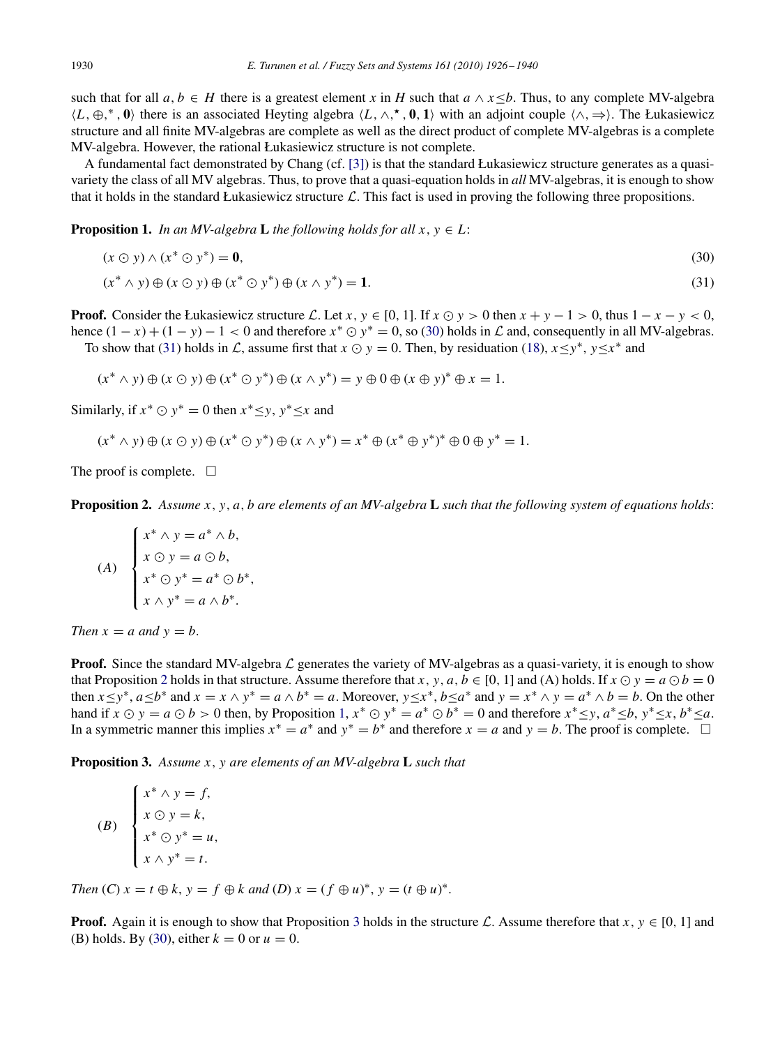such that for all $a, b \in H$ there is a greatest element $x$ in $H$ such that $a \wedge x \leq b$. Thus, to any complete MV-algebra $\langle L, \oplus, ^*, \mathbf{0} \rangle$ there is an associated Heyting algebra $\langle L, \wedge, ^\star, \mathbf{0}, \mathbf{1} \rangle$ with an adjoint couple $\langle \wedge, \Rightarrow \rangle$. The Łukasiewicz structure and all finite MV-algebras are complete as well as the direct product of complete MV-algebras is a complete MV-algebra. However, the rational Łukasiewicz structure is not complete.

A fundamental fact demonstrated by Chang (cf. [3]) is that the standard Łukasiewicz structure generates as a quasi-variety the class of all MV algebras. Thus, to prove that a quasi-equation holds in *all* MV-algebras, it is enough to show that it holds in the standard Łukasiewicz structure $\mathcal{L}$. This fact is used in proving the following three propositions.

**Proposition 1.** *In an MV-algebra* $\mathbf{L}$ *the following holds for all* $x, y \in L$:

$$(x \odot y) \wedge (x^* \odot y^*) = \mathbf{0}, \tag{30}$$

$$(x^* \wedge y) \oplus (x \odot y) \oplus (x^* \odot y^*) \oplus (x \wedge y^*) = \mathbf{1}. \tag{31}$$

**Proof.** Consider the Łukasiewicz structure $\mathcal{L}$. Let $x, y \in [0, 1]$. If $x \odot y > 0$ then $x + y - 1 > 0$, thus $1 - x - y < 0$, hence $(1 - x) + (1 - y) - 1 < 0$ and therefore $x^* \odot y^* = 0$, so (30) holds in $\mathcal{L}$ and, consequently in all MV-algebras.

To show that (31) holds in $\mathcal{L}$, assume first that $x \odot y = 0$. Then, by residuation (18), $x \leq y^*$, $y \leq x^*$ and

$$(x^* \wedge y) \oplus (x \odot y) \oplus (x^* \odot y^*) \oplus (x \wedge y^*) = y \oplus 0 \oplus (x \oplus y)^* \oplus x = 1.$$

Similarly, if $x^* \odot y^* = 0$ then $x^* \leq y$, $y^* \leq x$ and

$$(x^* \wedge y) \oplus (x \odot y) \oplus (x^* \odot y^*) \oplus (x \wedge y^*) = x^* \oplus (x^* \oplus y^*)^* \oplus 0 \oplus y^* = 1.$$

The proof is complete. $\square$

**Proposition 2.** *Assume* $x, y, a, b$ *are elements of an MV-algebra* $\mathbf{L}$ *such that the following system of equations holds*:

$$(A) \quad \begin{cases} x^* \wedge y = a^* \wedge b, \\ x \odot y = a \odot b, \\ x^* \odot y^* = a^* \odot b^*, \\ x \wedge y^* = a \wedge b^*. \end{cases}$$

*Then* $x = a$ *and* $y = b$.

**Proof.** Since the standard MV-algebra $\mathcal{L}$ generates the variety of MV-algebras as a quasi-variety, it is enough to show that Proposition 2 holds in that structure. Assume therefore that $x, y, a, b \in [0, 1]$ and (A) holds. If $x \odot y = a \odot b = 0$ then $x \leq y^*$, $a \leq b^*$ and $x = x \wedge y^* = a \wedge b^* = a$. Moreover, $y \leq x^*$, $b \leq a^*$ and $y = x^* \wedge y = a^* \wedge b = b$. On the other hand if $x \odot y = a \odot b > 0$ then, by Proposition 1, $x^* \odot y^* = a^* \odot b^* = 0$ and therefore $x^* \leq y$, $a^* \leq b$, $y^* \leq x$, $b^* \leq a$. In a symmetric manner this implies $x^* = a^*$ and $y^* = b^*$ and therefore $x = a$ and $y = b$. The proof is complete. $\square$

**Proposition 3.** *Assume* $x, y$ *are elements of an MV-algebra* $\mathbf{L}$ *such that*

$$(B) \quad \begin{cases} x^* \wedge y = f, \\ x \odot y = k, \\ x^* \odot y^* = u, \\ x \wedge y^* = t. \end{cases}$$

*Then* (C) $x = t \oplus k$, $y = f \oplus k$ *and* (D) $x = (f \oplus u)^*$, $y = (t \oplus u)^*$.

**Proof.** Again it is enough to show that Proposition 3 holds in the structure $\mathcal{L}$. Assume therefore that $x, y \in [0, 1]$ and (B) holds. By (30), either $k = 0$ or $u = 0$.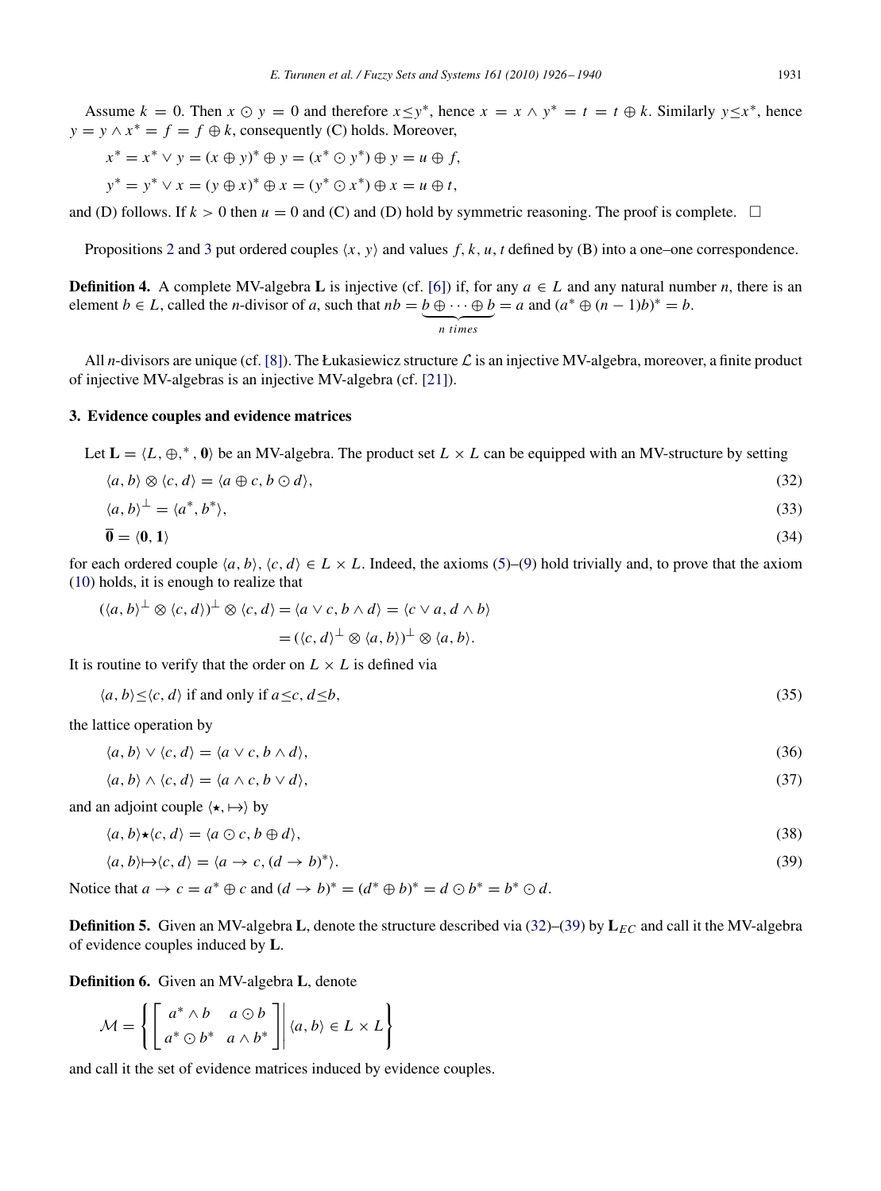Assume $k = 0$. Then $x \odot y = 0$ and therefore $x \leq y^*$, hence $x = x \wedge y^* = t = t \oplus k$. Similarly $y \leq x^*$, hence $y = y \wedge x^* = f = f \oplus k$, consequently (C) holds. Moreover,

$$x^* = x^* \vee y = (x \oplus y)^* \oplus y = (x^* \odot y^*) \oplus y = u \oplus f,$$

$$y^* = y^* \vee x = (y \oplus x)^* \oplus x = (y^* \odot x^*) \oplus x = u \oplus t,$$

and (D) follows. If $k > 0$ then $u = 0$ and (C) and (D) hold by symmetric reasoning. The proof is complete. □

Propositions 2 and 3 put ordered couples $\langle x, y \rangle$ and values $f, k, u, t$ defined by (B) into a one–one correspondence.

**Definition 4.** A complete MV-algebra $\mathbf{L}$ is injective (cf. [6]) if, for any $a \in L$ and any natural number $n$, there is an element $b \in L$, called the $n$-divisor of $a$, such that $nb = \underbrace{b \oplus \cdots \oplus b}_{n\ times} = a$ and $(a^* \oplus (n-1)b)^* = b$.

All $n$-divisors are unique (cf. [8]). The Łukasiewicz structure $\mathcal{L}$ is an injective MV-algebra, moreover, a finite product of injective MV-algebras is an injective MV-algebra (cf. [21]).

## 3. Evidence couples and evidence matrices

Let $\mathbf{L} = \langle L, \oplus, ^*, \mathbf{0} \rangle$ be an MV-algebra. The product set $L \times L$ can be equipped with an MV-structure by setting

$$\langle a, b \rangle \otimes \langle c, d \rangle = \langle a \oplus c, b \odot d \rangle, \tag{32}$$

$$\langle a, b \rangle^{\perp} = \langle a^*, b^* \rangle, \tag{33}$$

$$\overline{\mathbf{0}} = \langle \mathbf{0}, \mathbf{1} \rangle \tag{34}$$

for each ordered couple $\langle a, b \rangle, \langle c, d \rangle \in L \times L$. Indeed, the axioms (5)–(9) hold trivially and, to prove that the axiom (10) holds, it is enough to realize that

$$(\langle a, b \rangle^{\perp} \otimes \langle c, d \rangle)^{\perp} \otimes \langle c, d \rangle = \langle a \vee c, b \wedge d \rangle = \langle c \vee a, d \wedge b \rangle$$
$$= (\langle c, d \rangle^{\perp} \otimes \langle a, b \rangle)^{\perp} \otimes \langle a, b \rangle.$$

It is routine to verify that the order on $L \times L$ is defined via

$$\langle a, b \rangle \leq \langle c, d \rangle \text{ if and only if } a \leq c,\ d \leq b, \tag{35}$$

the lattice operation by

$$\langle a, b \rangle \vee \langle c, d \rangle = \langle a \vee c, b \wedge d \rangle, \tag{36}$$

$$\langle a, b \rangle \wedge \langle c, d \rangle = \langle a \wedge c, b \vee d \rangle, \tag{37}$$

and an adjoint couple $\langle \star, \mapsto \rangle$ by

$$\langle a, b \rangle \star \langle c, d \rangle = \langle a \odot c, b \oplus d \rangle, \tag{38}$$

$$\langle a, b \rangle \mapsto \langle c, d \rangle = \langle a \to c, (d \to b)^* \rangle. \tag{39}$$

Notice that $a \to c = a^* \oplus c$ and $(d \to b)^* = (d^* \oplus b)^* = d \odot b^* = b^* \odot d$.

**Definition 5.** Given an MV-algebra $\mathbf{L}$, denote the structure described via (32)–(39) by $\mathbf{L}_{EC}$ and call it the MV-algebra of evidence couples induced by $\mathbf{L}$.

**Definition 6.** Given an MV-algebra $\mathbf{L}$, denote

$$\mathcal{M} = \left\{ \begin{bmatrix} a^* \wedge b & a \odot b \\ a^* \odot b^* & a \wedge b^* \end{bmatrix} \middle| \langle a, b \rangle \in L \times L \right\}$$

and call it the set of evidence matrices induced by evidence couples.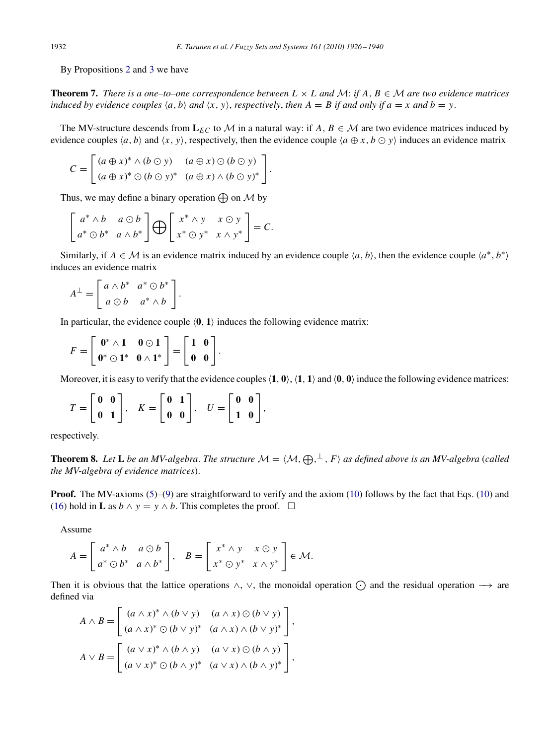By Propositions 2 and 3 we have

**Theorem 7.** *There is a one–to–one correspondence between $L \times L$ and $\mathcal{M}$: if $A, B \in \mathcal{M}$ are two evidence matrices induced by evidence couples $\langle a, b\rangle$ and $\langle x, y\rangle$, respectively, then $A = B$ if and only if $a = x$ and $b = y$.*

The MV-structure descends from $\mathbf{L}_{EC}$ to $\mathcal{M}$ in a natural way: if $A, B \in \mathcal{M}$ are two evidence matrices induced by evidence couples $\langle a, b\rangle$ and $\langle x, y\rangle$, respectively, then the evidence couple $\langle a \oplus x, b \odot y\rangle$ induces an evidence matrix

$$C = \begin{bmatrix} (a \oplus x)^* \wedge (b \odot y) & (a \oplus x) \odot (b \odot y) \\ (a \oplus x)^* \odot (b \odot y)^* & (a \oplus x) \wedge (b \odot y)^* \end{bmatrix}.$$

Thus, we may define a binary operation $\bigoplus$ on $\mathcal{M}$ by

$$\begin{bmatrix} a^* \wedge b & a \odot b \\ a^* \odot b^* & a \wedge b^* \end{bmatrix} \bigoplus \begin{bmatrix} x^* \wedge y & x \odot y \\ x^* \odot y^* & x \wedge y^* \end{bmatrix} = C.$$

Similarly, if $A \in \mathcal{M}$ is an evidence matrix induced by an evidence couple $\langle a, b\rangle$, then the evidence couple $\langle a^*, b^*\rangle$ induces an evidence matrix

$$A^\perp = \begin{bmatrix} a \wedge b^* & a^* \odot b^* \\ a \odot b & a^* \wedge b \end{bmatrix}.$$

In particular, the evidence couple $\langle \mathbf{0}, \mathbf{1}\rangle$ induces the following evidence matrix:

$$F = \begin{bmatrix} \mathbf{0}^* \wedge \mathbf{1} & \mathbf{0} \odot \mathbf{1} \\ \mathbf{0}^* \odot \mathbf{1}^* & \mathbf{0} \wedge \mathbf{1}^* \end{bmatrix} = \begin{bmatrix} \mathbf{1} & \mathbf{0} \\ \mathbf{0} & \mathbf{0} \end{bmatrix}.$$

Moreover, it is easy to verify that the evidence couples $\langle \mathbf{1}, \mathbf{0}\rangle$, $\langle \mathbf{1}, \mathbf{1}\rangle$ and $\langle \mathbf{0}, \mathbf{0}\rangle$ induce the following evidence matrices:

$$T = \begin{bmatrix} \mathbf{0} & \mathbf{0} \\ \mathbf{0} & \mathbf{1} \end{bmatrix}, \quad K = \begin{bmatrix} \mathbf{0} & \mathbf{1} \\ \mathbf{0} & \mathbf{0} \end{bmatrix}, \quad U = \begin{bmatrix} \mathbf{0} & \mathbf{0} \\ \mathbf{1} & \mathbf{0} \end{bmatrix},$$

respectively.

**Theorem 8.** *Let $\mathbf{L}$ be an MV-algebra. The structure $\mathcal{M} = \langle \mathcal{M}, \bigoplus, ^\perp, F\rangle$ as defined above is an MV-algebra (called the MV-algebra of evidence matrices).*

**Proof.** The MV-axioms (5)–(9) are straightforward to verify and the axiom (10) follows by the fact that Eqs. (10) and (16) hold in $\mathbf{L}$ as $b \wedge y = y \wedge b$. This completes the proof. $\square$

Assume

$$A = \begin{bmatrix} a^* \wedge b & a \odot b \\ a^* \odot b^* & a \wedge b^* \end{bmatrix}, \quad B = \begin{bmatrix} x^* \wedge y & x \odot y \\ x^* \odot y^* & x \wedge y^* \end{bmatrix} \in \mathcal{M}.$$

Then it is obvious that the lattice operations $\wedge$, $\vee$, the monoidal operation $\bigodot$ and the residual operation $\longrightarrow$ are defined via

$$A \wedge B = \begin{bmatrix} (a \wedge x)^* \wedge (b \vee y) & (a \wedge x) \odot (b \vee y) \\ (a \wedge x)^* \odot (b \vee y)^* & (a \wedge x) \wedge (b \vee y)^* \end{bmatrix},$$

$$A \vee B = \begin{bmatrix} (a \vee x)^* \wedge (b \wedge y) & (a \vee x) \odot (b \wedge y) \\ (a \vee x)^* \odot (b \wedge y)^* & (a \vee x) \wedge (b \wedge y)^* \end{bmatrix},$$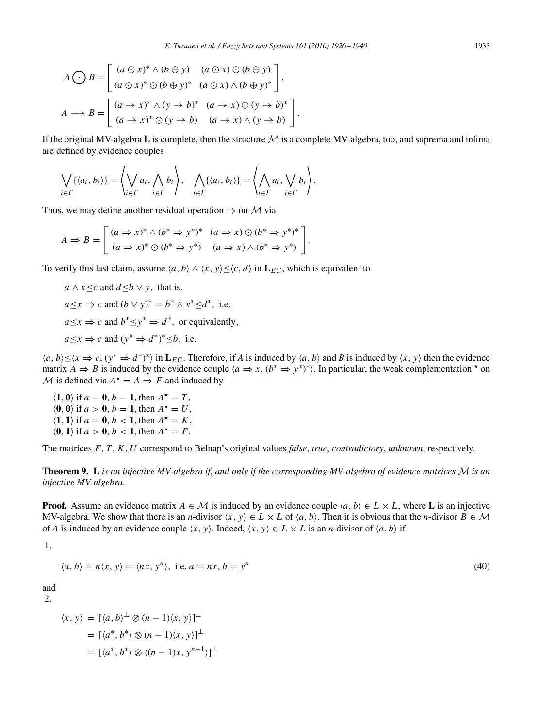$$A \bigodot B = \begin{bmatrix} (a \odot x)^* \wedge (b \oplus y) & (a \odot x) \odot (b \oplus y) \\ (a \odot x)^* \odot (b \oplus y)^* & (a \odot x) \wedge (b \oplus y)^* \end{bmatrix},$$

$$A \longrightarrow B = \begin{bmatrix} (a \to x)^* \wedge (y \to b)^* & (a \to x) \odot (y \to b)^* \\ (a \to x)^* \odot (y \to b) & (a \to x) \wedge (y \to b) \end{bmatrix}.$$

If the original MV-algebra $\mathbf{L}$ is complete, then the structure $\mathcal{M}$ is a complete MV-algebra, too, and suprema and infima are defined by evidence couples

$$\bigvee_{i \in \Gamma} \{\langle a_i, b_i \rangle\} = \left\langle \bigvee_{i \in \Gamma} a_i, \bigwedge_{i \in \Gamma} b_i \right\rangle, \quad \bigwedge_{i \in \Gamma} \{\langle a_i, b_i \rangle\} = \left\langle \bigwedge_{i \in \Gamma} a_i, \bigvee_{i \in \Gamma} b_i \right\rangle.$$

Thus, we may define another residual operation $\Rightarrow$ on $\mathcal{M}$ via

$$A \Rightarrow B = \begin{bmatrix} (a \Rightarrow x)^* \wedge (b^* \Rightarrow y^*)^* & (a \Rightarrow x) \odot (b^* \Rightarrow y^*)^* \\ (a \Rightarrow x)^* \odot (b^* \Rightarrow y^*) & (a \Rightarrow x) \wedge (b^* \Rightarrow y^*) \end{bmatrix}.$$

To verify this last claim, assume $\langle a, b \rangle \wedge \langle x, y \rangle \leq \langle c, d \rangle$ in $\mathbf{L}_{EC}$, which is equivalent to

$a \wedge x \leq c$ and $d \leq b \vee y$, that is,

$a \leq x \Rightarrow c$ and $(b \vee y)^* = b^* \wedge y^* \leq d^*$, i.e.

$a \leq x \Rightarrow c$ and $b^* \leq y^* \Rightarrow d^*$, or equivalently,

$a \leq x \Rightarrow c$ and $(y^* \Rightarrow d^*)^* \leq b$, i.e.

$\langle a, b \rangle \leq \langle x \Rightarrow c, (y^* \Rightarrow d^*)^* \rangle$ in $\mathbf{L}_{EC}$. Therefore, if $A$ is induced by $\langle a, b \rangle$ and $B$ is induced by $\langle x, y \rangle$ then the evidence matrix $A \Rightarrow B$ is induced by the evidence couple $\langle a \Rightarrow x, (b^* \Rightarrow y^*)^* \rangle$. In particular, the weak complementation $^\star$ on $\mathcal{M}$ is defined via $A^\star = A \Rightarrow F$ and induced by

$\langle \mathbf{1}, \mathbf{0} \rangle$ if $a = \mathbf{0}$, $b = \mathbf{1}$, then $A^\star = T$,
$\langle \mathbf{0}, \mathbf{0} \rangle$ if $a > \mathbf{0}$, $b = \mathbf{1}$, then $A^\star = U$,
$\langle \mathbf{1}, \mathbf{1} \rangle$ if $a = \mathbf{0}$, $b < \mathbf{1}$, then $A^\star = K$,
$\langle \mathbf{0}, \mathbf{1} \rangle$ if $a > \mathbf{0}$, $b < \mathbf{1}$, then $A^\star = F$.

The matrices $F, T, K, U$ correspond to Belnap's original values *false*, *true*, *contradictory*, *unknown*, respectively.

**Theorem 9.** *$\mathbf{L}$ is an injective MV-algebra if, and only if the corresponding MV-algebra of evidence matrices $\mathcal{M}$ is an injective MV-algebra.*

**Proof.** Assume an evidence matrix $A \in \mathcal{M}$ is induced by an evidence couple $\langle a, b \rangle \in L \times L$, where $\mathbf{L}$ is an injective MV-algebra. We show that there is an $n$-divisor $\langle x, y \rangle \in L \times L$ of $\langle a, b \rangle$. Then it is obvious that the $n$-divisor $B \in \mathcal{M}$ of $A$ is induced by an evidence couple $\langle x, y \rangle$. Indeed, $\langle x, y \rangle \in L \times L$ is an $n$-divisor of $\langle a, b \rangle$ if

1.

$$\langle a, b \rangle = n \langle x, y \rangle = \langle nx, y^n \rangle, \text{ i.e. } a = nx, b = y^n \tag{40}$$

and

2.

$$\begin{aligned} \langle x, y \rangle &= [\langle a, b \rangle^\perp \otimes (n-1) \langle x, y \rangle]^\perp \\ &= [\langle a^*, b^* \rangle \otimes (n-1) \langle x, y \rangle]^\perp \\ &= [\langle a^*, b^* \rangle \otimes \langle (n-1)x, y^{n-1} \rangle]^\perp \end{aligned}$$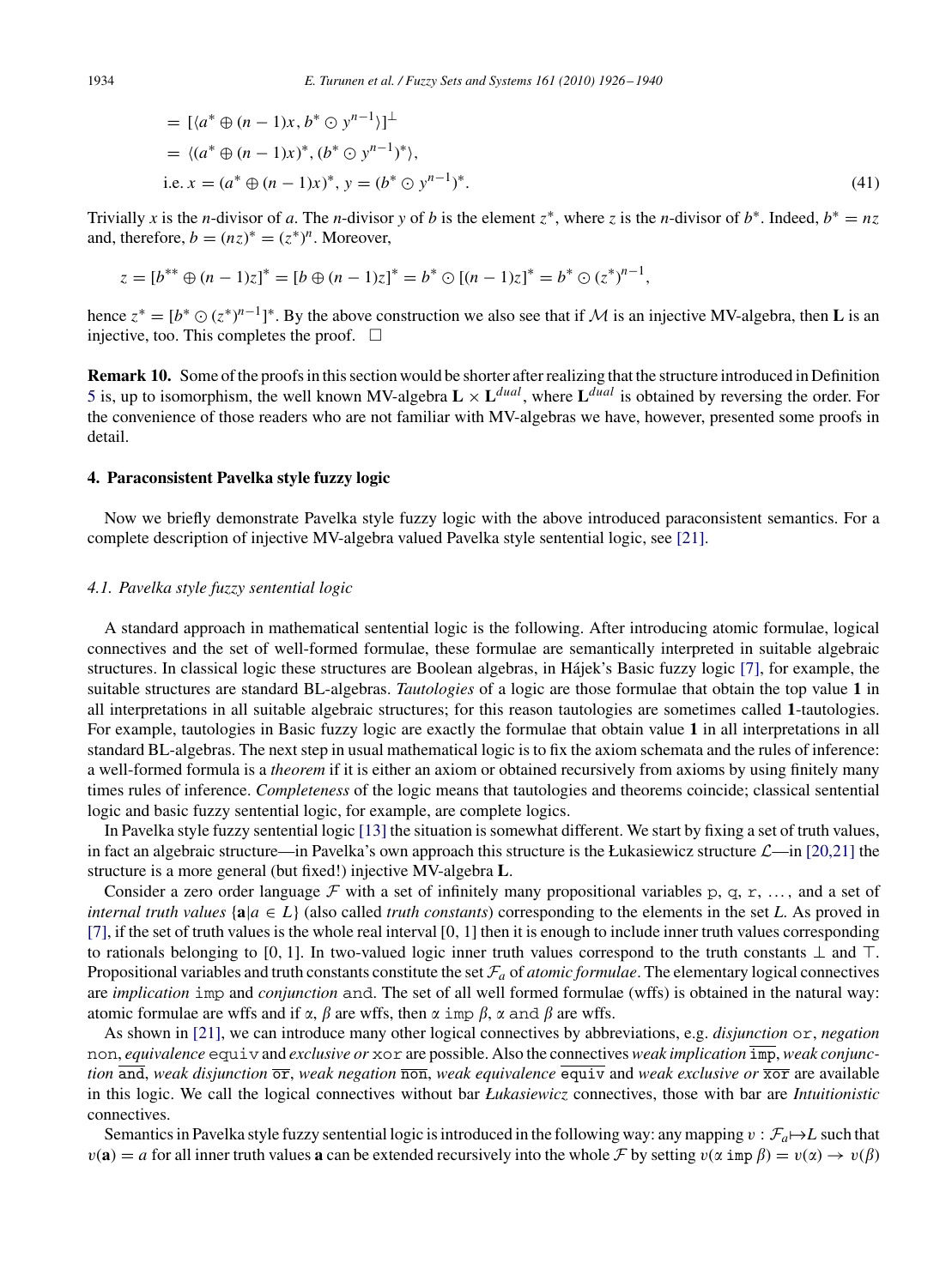$$
\begin{aligned}
&= [\langle a^* \oplus (n-1)x, b^* \odot y^{n-1} \rangle]^\perp \\
&= \langle (a^* \oplus (n-1)x)^*, (b^* \odot y^{n-1})^* \rangle, \\
&\text{i.e. } x = (a^* \oplus (n-1)x)^*,\ y = (b^* \odot y^{n-1})^*.
\end{aligned} \tag{41}
$$

Trivially $x$ is the $n$-divisor of $a$. The $n$-divisor $y$ of $b$ is the element $z^*$, where $z$ is the $n$-divisor of $b^*$. Indeed, $b^* = nz$ and, therefore, $b = (nz)^* = (z^*)^n$. Moreover,

$$
z = [b^{**} \oplus (n-1)z]^* = [b \oplus (n-1)z]^* = b^* \odot [(n-1)z]^* = b^* \odot (z^*)^{n-1},
$$

hence $z^* = [b^* \odot (z^*)^{n-1}]^*$. By the above construction we also see that if $\mathcal{M}$ is an injective MV-algebra, then $\mathbf{L}$ is an injective, too. This completes the proof. □

**Remark 10.** Some of the proofs in this section would be shorter after realizing that the structure introduced in Definition 5 is, up to isomorphism, the well known MV-algebra $\mathbf{L} \times \mathbf{L}^{dual}$, where $\mathbf{L}^{dual}$ is obtained by reversing the order. For the convenience of those readers who are not familiar with MV-algebras we have, however, presented some proofs in detail.

## 4. Paraconsistent Pavelka style fuzzy logic

Now we briefly demonstrate Pavelka style fuzzy logic with the above introduced paraconsistent semantics. For a complete description of injective MV-algebra valued Pavelka style sentential logic, see [21].

### 4.1. Pavelka style fuzzy sentential logic

A standard approach in mathematical sentential logic is the following. After introducing atomic formulae, logical connectives and the set of well-formed formulae, these formulae are semantically interpreted in suitable algebraic structures. In classical logic these structures are Boolean algebras, in Hájek's Basic fuzzy logic [7], for example, the suitable structures are standard BL-algebras. *Tautologies* of a logic are those formulae that obtain the top value **1** in all interpretations in all suitable algebraic structures; for this reason tautologies are sometimes called **1**-tautologies. For example, tautologies in Basic fuzzy logic are exactly the formulae that obtain value **1** in all interpretations in all standard BL-algebras. The next step in usual mathematical logic is to fix the axiom schemata and the rules of inference: a well-formed formula is a *theorem* if it is either an axiom or obtained recursively from axioms by using finitely many times rules of inference. *Completeness* of the logic means that tautologies and theorems coincide; classical sentential logic and basic fuzzy sentential logic, for example, are complete logics.

In Pavelka style fuzzy sentential logic [13] the situation is somewhat different. We start by fixing a set of truth values, in fact an algebraic structure—in Pavelka's own approach this structure is the Łukasiewicz structure $\mathcal{L}$—in [20,21] the structure is a more general (but fixed!) injective MV-algebra $\mathbf{L}$.

Consider a zero order language $\mathcal{F}$ with a set of infinitely many propositional variables p, q, r, ..., and a set of *internal truth values* $\{\mathbf{a} | a \in L\}$ (also called *truth constants*) corresponding to the elements in the set $L$. As proved in [7], if the set of truth values is the whole real interval [0, 1] then it is enough to include inner truth values corresponding to rationals belonging to [0, 1]. In two-valued logic inner truth values correspond to the truth constants $\bot$ and $\top$. Propositional variables and truth constants constitute the set $\mathcal{F}_a$ of *atomic formulae*. The elementary logical connectives are *implication* imp and *conjunction* and. The set of all well formed formulae (wffs) is obtained in the natural way: atomic formulae are wffs and if $\alpha$, $\beta$ are wffs, then $\alpha$ imp $\beta$, $\alpha$ and $\beta$ are wffs.

As shown in [21], we can introduce many other logical connectives by abbreviations, e.g. *disjunction* or, *negation* non, *equivalence* equiv and *exclusive or* xor are possible. Also the connectives *weak implication* $\overline{\text{imp}}$, *weak conjunction* $\overline{\text{and}}$, *weak disjunction* $\overline{\text{or}}$, *weak negation* $\overline{\text{non}}$, *weak equivalence* $\overline{\text{equiv}}$ and *weak exclusive or* $\overline{\text{xor}}$ are available in this logic. We call the logical connectives without bar *Łukasiewicz* connectives, those with bar are *Intuitionistic* connectives.

Semantics in Pavelka style fuzzy sentential logic is introduced in the following way: any mapping $v : \mathcal{F}_a \mapsto L$ such that $v(\mathbf{a}) = a$ for all inner truth values $\mathbf{a}$ can be extended recursively into the whole $\mathcal{F}$ by setting $v(\alpha \text{ imp } \beta) = v(\alpha) \to v(\beta)$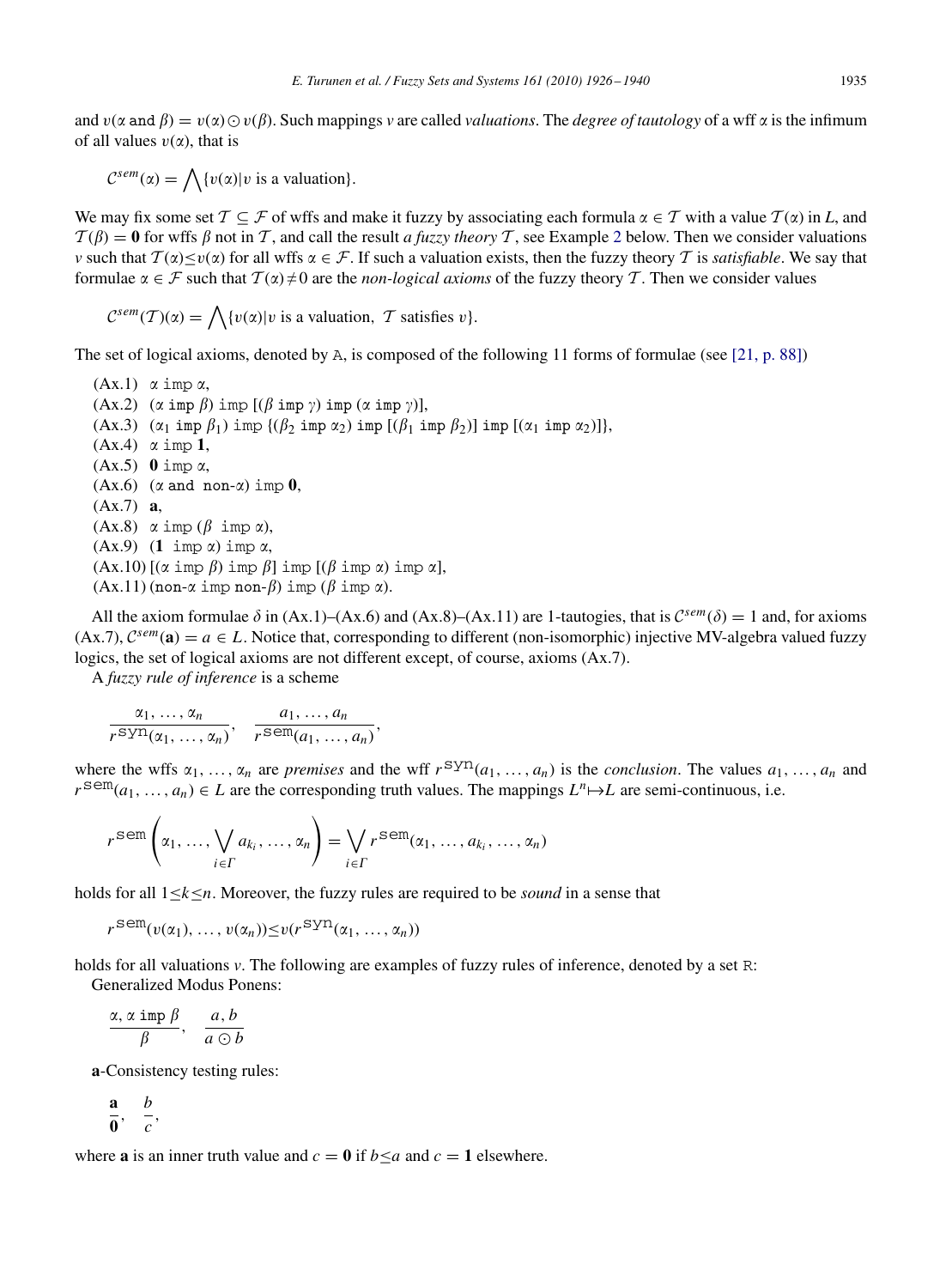and $v(\alpha \texttt{ and } \beta) = v(\alpha) \odot v(\beta)$. Such mappings $v$ are called *valuations*. The *degree of tautology* of a wff $\alpha$ is the infimum of all values $v(\alpha)$, that is

$$\mathcal{C}^{sem}(\alpha) = \bigwedge \{v(\alpha) | v \text{ is a valuation}\}.$$

We may fix some set $\mathcal{T} \subseteq \mathcal{F}$ of wffs and make it fuzzy by associating each formula $\alpha \in \mathcal{T}$ with a value $\mathcal{T}(\alpha)$ in $L$, and $\mathcal{T}(\beta) = \mathbf{0}$ for wffs $\beta$ not in $\mathcal{T}$, and call the result *a fuzzy theory* $\mathcal{T}$, see Example 2 below. Then we consider valuations $v$ such that $\mathcal{T}(\alpha) \leq v(\alpha)$ for all wffs $\alpha \in \mathcal{F}$. If such a valuation exists, then the fuzzy theory $\mathcal{T}$ is *satisfiable*. We say that formulae $\alpha \in \mathcal{F}$ such that $\mathcal{T}(\alpha) \neq 0$ are the *non-logical axioms* of the fuzzy theory $\mathcal{T}$. Then we consider values

$$\mathcal{C}^{sem}(\mathcal{T})(\alpha) = \bigwedge \{v(\alpha) | v \text{ is a valuation, } \mathcal{T} \text{ satisfies } v\}.$$

The set of logical axioms, denoted by $\mathtt{A}$, is composed of the following 11 forms of formulae (see [21, p. 88])

(Ax.1) $\alpha \texttt{ imp } \alpha$,
(Ax.2) $(\alpha \texttt{ imp } \beta) \texttt{ imp } [(\beta \texttt{ imp } \gamma) \texttt{ imp } (\alpha \texttt{ imp } \gamma)]$,
(Ax.3) $(\alpha_1 \texttt{ imp } \beta_1) \texttt{ imp } \{(\beta_2 \texttt{ imp } \alpha_2) \texttt{ imp } [(\beta_1 \texttt{ imp } \beta_2)] \texttt{ imp } [(\alpha_1 \texttt{ imp } \alpha_2)]\}$,
(Ax.4) $\alpha \texttt{ imp } \mathbf{1}$,
(Ax.5) $\mathbf{0} \texttt{ imp } \alpha$,
(Ax.6) $(\alpha \texttt{ and non-}\alpha) \texttt{ imp } \mathbf{0}$,
(Ax.7) $\mathbf{a}$,
(Ax.8) $\alpha \texttt{ imp } (\beta \texttt{ imp } \alpha)$,
(Ax.9) $(\mathbf{1} \texttt{ imp } \alpha) \texttt{ imp } \alpha$,
(Ax.10) $[(\alpha \texttt{ imp } \beta) \texttt{ imp } \beta] \texttt{ imp } [(\beta \texttt{ imp } \alpha) \texttt{ imp } \alpha]$,
(Ax.11) $(\texttt{non-}\alpha \texttt{ imp non-}\beta) \texttt{ imp } (\beta \texttt{ imp } \alpha)$.

All the axiom formulae $\delta$ in (Ax.1)–(Ax.6) and (Ax.8)–(Ax.11) are 1-tautogies, that is $\mathcal{C}^{sem}(\delta) = 1$ and, for axioms (Ax.7), $\mathcal{C}^{sem}(\mathbf{a}) = a \in L$. Notice that, corresponding to different (non-isomorphic) injective MV-algebra valued fuzzy logics, the set of logical axioms are not different except, of course, axioms (Ax.7).

A *fuzzy rule of inference* is a scheme

$$\frac{\alpha_1, \ldots, \alpha_n}{r^{\mathtt{syn}}(\alpha_1, \ldots, \alpha_n)}, \quad \frac{a_1, \ldots, a_n}{r^{\mathtt{sem}}(a_1, \ldots, a_n)},$$

where the wffs $\alpha_1, \ldots, \alpha_n$ are *premises* and the wff $r^{\mathtt{syn}}(a_1, \ldots, a_n)$ is the *conclusion*. The values $a_1, \ldots, a_n$ and $r^{\mathtt{sem}}(a_1, \ldots, a_n) \in L$ are the corresponding truth values. The mappings $L^n \mapsto L$ are semi-continuous, i.e.

$$r^{\mathtt{sem}}\left(\alpha_1, \ldots, \bigvee_{i \in \Gamma} a_{k_i}, \ldots, \alpha_n\right) = \bigvee_{i \in \Gamma} r^{\mathtt{sem}}(\alpha_1, \ldots, a_{k_i}, \ldots, \alpha_n)$$

holds for all $1 \leq k \leq n$. Moreover, the fuzzy rules are required to be *sound* in a sense that

$$r^{\mathtt{sem}}(v(\alpha_1), \ldots, v(\alpha_n)) \leq v(r^{\mathtt{syn}}(\alpha_1, \ldots, \alpha_n))$$

holds for all valuations $v$. The following are examples of fuzzy rules of inference, denoted by a set $\mathtt{R}$:

Generalized Modus Ponens:

$$\frac{\alpha, \alpha \texttt{ imp } \beta}{\beta}, \quad \frac{a, b}{a \odot b}$$

**a**-Consistency testing rules:

$$\frac{\mathbf{a}}{\mathbf{0}}, \quad \frac{b}{c},$$

where $\mathbf{a}$ is an inner truth value and $c = \mathbf{0}$ if $b \leq a$ and $c = \mathbf{1}$ elsewhere.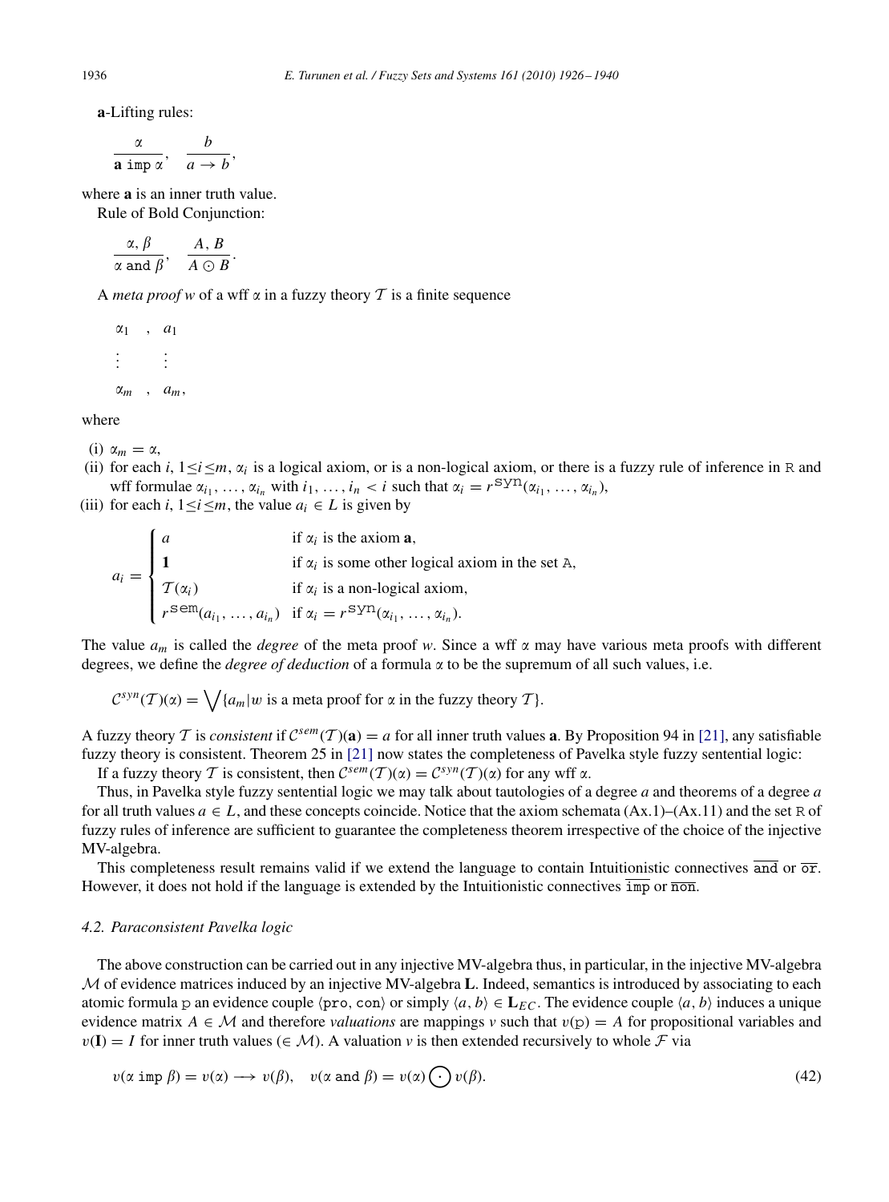**a**-Lifting rules:

$$\frac{\alpha}{\mathbf{a}\ \mathtt{imp}\ \alpha}, \quad \frac{b}{a \to b},$$

where **a** is an inner truth value.

Rule of Bold Conjunction:

$$\frac{\alpha, \beta}{\alpha\ \mathtt{and}\ \beta}, \quad \frac{A, B}{A \odot B}.$$

A *meta proof* $w$ of a wff $\alpha$ in a fuzzy theory $\mathcal{T}$ is a finite sequence

$$\begin{array}{lll} \alpha_1 & , & a_1 \\ \vdots & & \vdots \\ \alpha_m & , & a_m, \end{array}$$

where

(i) $\alpha_m = \alpha$,

(ii) for each $i$, $1 \leq i \leq m$, $\alpha_i$ is a logical axiom, or is a non-logical axiom, or there is a fuzzy rule of inference in $\mathtt{R}$ and wff formulae $\alpha_{i_1}, \ldots, \alpha_{i_n}$ with $i_1, \ldots, i_n < i$ such that $\alpha_i = r^{\mathtt{syn}}(\alpha_{i_1}, \ldots, \alpha_{i_n})$,

(iii) for each $i$, $1 \leq i \leq m$, the value $a_i \in L$ is given by

$$a_i = \begin{cases} a & \text{if } \alpha_i \text{ is the axiom } \mathbf{a}, \\ \mathbf{1} & \text{if } \alpha_i \text{ is some other logical axiom in the set } \mathtt{A}, \\ \mathcal{T}(\alpha_i) & \text{if } \alpha_i \text{ is a non-logical axiom}, \\ r^{\mathtt{sem}}(a_{i_1}, \ldots, a_{i_n}) & \text{if } \alpha_i = r^{\mathtt{syn}}(\alpha_{i_1}, \ldots, \alpha_{i_n}). \end{cases}$$

The value $a_m$ is called the *degree* of the meta proof $w$. Since a wff $\alpha$ may have various meta proofs with different degrees, we define the *degree of deduction* of a formula $\alpha$ to be the supremum of all such values, i.e.

$$\mathcal{C}^{syn}(\mathcal{T})(\alpha) = \bigvee \{a_m | w \text{ is a meta proof for } \alpha \text{ in the fuzzy theory } \mathcal{T}\}.$$

A fuzzy theory $\mathcal{T}$ is *consistent* if $\mathcal{C}^{sem}(\mathcal{T})(\mathbf{a}) = a$ for all inner truth values $\mathbf{a}$. By Proposition 94 in [21], any satisfiable fuzzy theory is consistent. Theorem 25 in [21] now states the completeness of Pavelka style fuzzy sentential logic:

If a fuzzy theory $\mathcal{T}$ is consistent, then $\mathcal{C}^{sem}(\mathcal{T})(\alpha) = \mathcal{C}^{syn}(\mathcal{T})(\alpha)$ for any wff $\alpha$.

Thus, in Pavelka style fuzzy sentential logic we may talk about tautologies of a degree $a$ and theorems of a degree $a$ for all truth values $a \in L$, and these concepts coincide. Notice that the axiom schemata (Ax.1)–(Ax.11) and the set $\mathtt{R}$ of fuzzy rules of inference are sufficient to guarantee the completeness theorem irrespective of the choice of the injective MV-algebra.

This completeness result remains valid if we extend the language to contain Intuitionistic connectives $\overline{\mathtt{and}}$ or $\overline{\mathtt{or}}$. However, it does not hold if the language is extended by the Intuitionistic connectives $\overline{\mathtt{imp}}$ or $\overline{\mathtt{non}}$.

### 4.2. Paraconsistent Pavelka logic

The above construction can be carried out in any injective MV-algebra thus, in particular, in the injective MV-algebra $\mathcal{M}$ of evidence matrices induced by an injective MV-algebra $\mathbf{L}$. Indeed, semantics is introduced by associating to each atomic formula $\mathtt{p}$ an evidence couple $\langle \mathtt{pro}, \mathtt{con} \rangle$ or simply $\langle a, b \rangle \in \mathbf{L}_{EC}$. The evidence couple $\langle a, b \rangle$ induces a unique evidence matrix $A \in \mathcal{M}$ and therefore *valuations* are mappings $v$ such that $v(\mathtt{p}) = A$ for propositional variables and $v(\mathbf{I}) = I$ for inner truth values ($\in \mathcal{M}$). A valuation $v$ is then extended recursively to whole $\mathcal{F}$ via

$$v(\alpha\ \mathtt{imp}\ \beta) = v(\alpha) \longrightarrow v(\beta), \quad v(\alpha\ \mathtt{and}\ \beta) = v(\alpha) \bigodot v(\beta). \tag{42}$$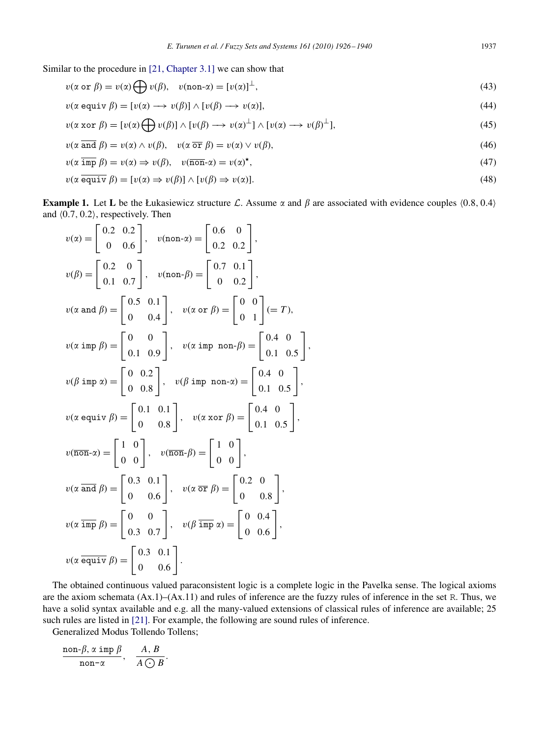Similar to the procedure in [21, Chapter 3.1] we can show that

$$v(\alpha \texttt{ or } \beta) = v(\alpha) \bigoplus v(\beta), \quad v(\texttt{non-}\alpha) = [v(\alpha)]^{\perp}, \tag{43}$$

$$v(\alpha \texttt{ equiv } \beta) = [v(\alpha) \longrightarrow v(\beta)] \wedge [v(\beta) \longrightarrow v(\alpha)], \tag{44}$$

$$v(\alpha \texttt{ xor } \beta) = [v(\alpha) \bigoplus v(\beta)] \wedge [v(\beta) \longrightarrow v(\alpha)^{\perp}] \wedge [v(\alpha) \longrightarrow v(\beta)^{\perp}], \tag{45}$$

$$v(\alpha \ \overline{\texttt{and}}\ \beta) = v(\alpha) \wedge v(\beta), \quad v(\alpha \ \overline{\texttt{or}}\ \beta) = v(\alpha) \vee v(\beta), \tag{46}$$

$$v(\alpha \ \overline{\texttt{imp}}\ \beta) = v(\alpha) \Rightarrow v(\beta), \quad v(\overline{\texttt{non}}\texttt{-}\alpha) = v(\alpha)^{\star}, \tag{47}$$

$$v(\alpha \ \overline{\texttt{equiv}}\ \beta) = [v(\alpha) \Rightarrow v(\beta)] \wedge [v(\beta) \Rightarrow v(\alpha)]. \tag{48}$$

**Example 1.** Let **L** be the Łukasiewicz structure $\mathcal{L}$. Assume $\alpha$ and $\beta$ are associated with evidence couples $\langle 0.8, 0.4\rangle$ and $\langle 0.7, 0.2\rangle$, respectively. Then

$$v(\alpha) = \begin{bmatrix} 0.2 & 0.2 \\ 0 & 0.6 \end{bmatrix}, \quad v(\texttt{non-}\alpha) = \begin{bmatrix} 0.6 & 0 \\ 0.2 & 0.2 \end{bmatrix},$$

$$v(\beta) = \begin{bmatrix} 0.2 & 0 \\ 0.1 & 0.7 \end{bmatrix}, \quad v(\texttt{non-}\beta) = \begin{bmatrix} 0.7 & 0.1 \\ 0 & 0.2 \end{bmatrix},$$

$$v(\alpha \texttt{ and } \beta) = \begin{bmatrix} 0.5 & 0.1 \\ 0 & 0.4 \end{bmatrix}, \quad v(\alpha \texttt{ or } \beta) = \begin{bmatrix} 0 & 0 \\ 0 & 1 \end{bmatrix} (= T),$$

$$v(\alpha \texttt{ imp } \beta) = \begin{bmatrix} 0 & 0 \\ 0.1 & 0.9 \end{bmatrix}, \quad v(\alpha \texttt{ imp non-}\beta) = \begin{bmatrix} 0.4 & 0 \\ 0.1 & 0.5 \end{bmatrix},$$

$$v(\beta \texttt{ imp } \alpha) = \begin{bmatrix} 0 & 0.2 \\ 0 & 0.8 \end{bmatrix}, \quad v(\beta \texttt{ imp non-}\alpha) = \begin{bmatrix} 0.4 & 0 \\ 0.1 & 0.5 \end{bmatrix},$$

$$v(\alpha \texttt{ equiv } \beta) = \begin{bmatrix} 0.1 & 0.1 \\ 0 & 0.8 \end{bmatrix}, \quad v(\alpha \texttt{ xor } \beta) = \begin{bmatrix} 0.4 & 0 \\ 0.1 & 0.5 \end{bmatrix},$$

$$v(\overline{\texttt{non}}\texttt{-}\alpha) = \begin{bmatrix} 1 & 0 \\ 0 & 0 \end{bmatrix}, \quad v(\overline{\texttt{non}}\texttt{-}\beta) = \begin{bmatrix} 1 & 0 \\ 0 & 0 \end{bmatrix},$$

$$v(\alpha \ \overline{\texttt{and}}\ \beta) = \begin{bmatrix} 0.3 & 0.1 \\ 0 & 0.6 \end{bmatrix}, \quad v(\alpha \ \overline{\texttt{or}}\ \beta) = \begin{bmatrix} 0.2 & 0 \\ 0 & 0.8 \end{bmatrix},$$

$$v(\alpha \ \overline{\texttt{imp}}\ \beta) = \begin{bmatrix} 0 & 0 \\ 0.3 & 0.7 \end{bmatrix}, \quad v(\beta \ \overline{\texttt{imp}}\ \alpha) = \begin{bmatrix} 0 & 0.4 \\ 0 & 0.6 \end{bmatrix},$$

$$v(\alpha \ \overline{\texttt{equiv}}\ \beta) = \begin{bmatrix} 0.3 & 0.1 \\ 0 & 0.6 \end{bmatrix}.$$

The obtained continuous valued paraconsistent logic is a complete logic in the Pavelka sense. The logical axioms are the axiom schemata (Ax.1)–(Ax.11) and rules of inference are the fuzzy rules of inference in the set R. Thus, we have a solid syntax available and e.g. all the many-valued extensions of classical rules of inference are available; 25 such rules are listed in [21]. For example, the following are sound rules of inference.

Generalized Modus Tollendo Tollens;

$$\frac{\texttt{non-}\beta,\ \alpha \texttt{ imp } \beta}{\texttt{non-}\alpha}, \quad \frac{A, B}{A \bigodot B}.$$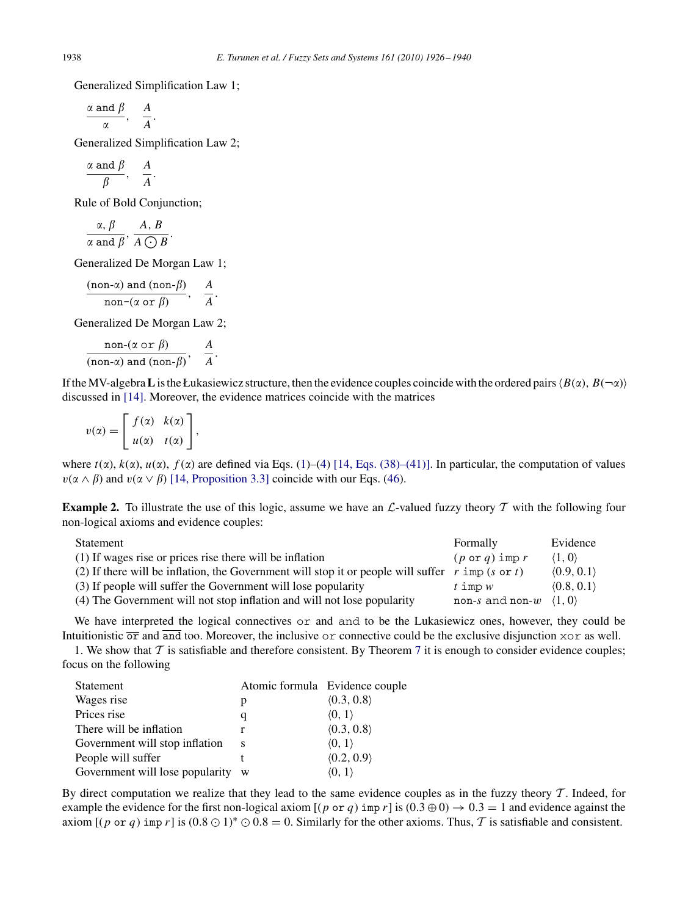Generalized Simplification Law 1;

$$\frac{\alpha \texttt{ and } \beta}{\alpha}, \quad \frac{A}{A}.$$

Generalized Simplification Law 2;

$$\frac{\alpha \texttt{ and } \beta}{\beta}, \quad \frac{A}{A}.$$

Rule of Bold Conjunction;

$$\frac{\alpha, \beta}{\alpha \texttt{ and } \beta}, \frac{A, B}{A \odot B}.$$

Generalized De Morgan Law 1;

$$\frac{(\texttt{non-}\alpha) \texttt{ and } (\texttt{non-}\beta)}{\texttt{non-}(\alpha \texttt{ or } \beta)}, \quad \frac{A}{A}.$$

Generalized De Morgan Law 2;

$$\frac{\texttt{non-}(\alpha \texttt{ or } \beta)}{(\texttt{non-}\alpha) \texttt{ and } (\texttt{non-}\beta)}, \quad \frac{A}{A}.$$

If the MV-algebra **L** is the Łukasiewicz structure, then the evidence couples coincide with the ordered pairs $\langle B(\alpha), B(\neg\alpha)\rangle$ discussed in [14]. Moreover, the evidence matrices coincide with the matrices

$$v(\alpha) = \begin{bmatrix} f(\alpha) & k(\alpha) \\ u(\alpha) & t(\alpha) \end{bmatrix},$$

where $t(\alpha)$, $k(\alpha)$, $u(\alpha)$, $f(\alpha)$ are defined via Eqs. (1)–(4) [14, Eqs. (38)–(41)]. In particular, the computation of values $v(\alpha \wedge \beta)$ and $v(\alpha \vee \beta)$ [14, Proposition 3.3] coincide with our Eqs. (46).

**Example 2.** To illustrate the use of this logic, assume we have an $\mathcal{L}$-valued fuzzy theory $\mathcal{T}$ with the following four non-logical axioms and evidence couples:

| Statement | Formally | Evidence |
|---|---|---|
| (1) If wages rise or prices rise there will be inflation | $(p \texttt{ or } q) \texttt{ imp } r$ | $\langle 1, 0\rangle$ |
| (2) If there will be inflation, the Government will stop it or people will suffer | $r \texttt{ imp } (s \texttt{ or } t)$ | $\langle 0.9, 0.1\rangle$ |
| (3) If people will suffer the Government will lose popularity | $t \texttt{ imp } w$ | $\langle 0.8, 0.1\rangle$ |
| (4) The Government will not stop inflation and will not lose popularity | $\texttt{non-}s \texttt{ and } \texttt{non-}w$ | $\langle 1, 0\rangle$ |

We have interpreted the logical connectives $\texttt{or}$ and $\texttt{and}$ to be the Lukasiewicz ones, however, they could be Intuitionistic $\overline{\texttt{or}}$ and $\overline{\texttt{and}}$ too. Moreover, the inclusive $\texttt{or}$ connective could be the exclusive disjunction $\texttt{xor}$ as well.

1. We show that $\mathcal{T}$ is satisfiable and therefore consistent. By Theorem 7 it is enough to consider evidence couples; focus on the following

| Statement | Atomic formula | Evidence couple |
|---|---|---|
| Wages rise | p | $\langle 0.3, 0.8\rangle$ |
| Prices rise | q | $\langle 0, 1\rangle$ |
| There will be inflation | r | $\langle 0.3, 0.8\rangle$ |
| Government will stop inflation | s | $\langle 0, 1\rangle$ |
| People will suffer | t | $\langle 0.2, 0.9\rangle$ |
| Government will lose popularity | w | $\langle 0, 1\rangle$ |

By direct computation we realize that they lead to the same evidence couples as in the fuzzy theory $\mathcal{T}$. Indeed, for example the evidence for the first non-logical axiom $[(p \texttt{ or } q) \texttt{ imp } r]$ is $(0.3 \oplus 0) \to 0.3 = 1$ and evidence against the axiom $[(p \texttt{ or } q) \texttt{ imp } r]$ is $(0.8 \odot 1)^* \odot 0.8 = 0$. Similarly for the other axioms. Thus, $\mathcal{T}$ is satisfiable and consistent.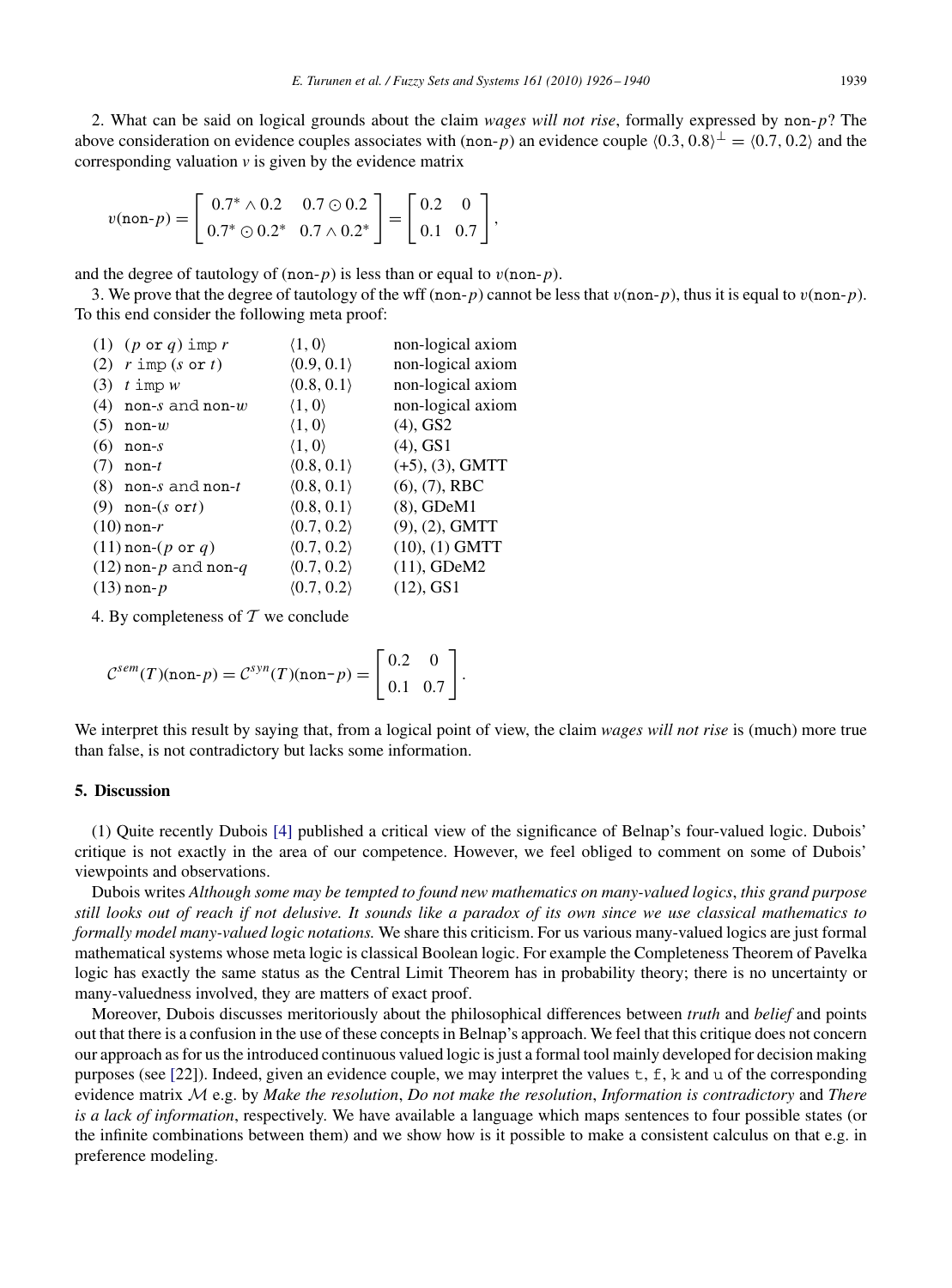2. What can be said on logical grounds about the claim *wages will not rise*, formally expressed by non-$p$? The above consideration on evidence couples associates with (non-$p$) an evidence couple $\langle 0.3, 0.8\rangle^{\perp} = \langle 0.7, 0.2\rangle$ and the corresponding valuation $v$ is given by the evidence matrix

$$v(\texttt{non-}p) = \begin{bmatrix} 0.7^* \wedge 0.2 & 0.7 \odot 0.2 \\ 0.7^* \odot 0.2^* & 0.7 \wedge 0.2^* \end{bmatrix} = \begin{bmatrix} 0.2 & 0 \\ 0.1 & 0.7 \end{bmatrix},$$

and the degree of tautology of (non-$p$) is less than or equal to $v$(non-$p$).

3. We prove that the degree of tautology of the wff (non-$p$) cannot be less that $v$(non-$p$), thus it is equal to $v$(non-$p$). To this end consider the following meta proof:

| | | |
|---|---|---|
| (1) ($p$ or $q$) imp $r$ | $\langle 1, 0\rangle$ | non-logical axiom |
| (2) $r$ imp ($s$ or $t$) | $\langle 0.9, 0.1\rangle$ | non-logical axiom |
| (3) $t$ imp $w$ | $\langle 0.8, 0.1\rangle$ | non-logical axiom |
| (4) non-$s$ and non-$w$ | $\langle 1, 0\rangle$ | non-logical axiom |
| (5) non-$w$ | $\langle 1, 0\rangle$ | (4), GS2 |
| (6) non-$s$ | $\langle 1, 0\rangle$ | (4), GS1 |
| (7) non-$t$ | $\langle 0.8, 0.1\rangle$ | (+5), (3), GMTT |
| (8) non-$s$ and non-$t$ | $\langle 0.8, 0.1\rangle$ | (6), (7), RBC |
| (9) non-($s$ or $t$) | $\langle 0.8, 0.1\rangle$ | (8), GDeM1 |
| (10) non-$r$ | $\langle 0.7, 0.2\rangle$ | (9), (2), GMTT |
| (11) non-($p$ or $q$) | $\langle 0.7, 0.2\rangle$ | (10), (1) GMTT |
| (12) non-$p$ and non-$q$ | $\langle 0.7, 0.2\rangle$ | (11), GDeM2 |
| (13) non-$p$ | $\langle 0.7, 0.2\rangle$ | (12), GS1 |

4. By completeness of $\mathcal{T}$ we conclude

$$\mathcal{C}^{sem}(T)(\texttt{non-}p) = \mathcal{C}^{syn}(T)(\texttt{non-}p) = \begin{bmatrix} 0.2 & 0 \\ 0.1 & 0.7 \end{bmatrix}.$$

We interpret this result by saying that, from a logical point of view, the claim *wages will not rise* is (much) more true than false, is not contradictory but lacks some information.

## 5. Discussion

(1) Quite recently Dubois [4] published a critical view of the significance of Belnap's four-valued logic. Dubois' critique is not exactly in the area of our competence. However, we feel obliged to comment on some of Dubois' viewpoints and observations.

Dubois writes *Although some may be tempted to found new mathematics on many-valued logics, this grand purpose still looks out of reach if not delusive. It sounds like a paradox of its own since we use classical mathematics to formally model many-valued logic notations.* We share this criticism. For us various many-valued logics are just formal mathematical systems whose meta logic is classical Boolean logic. For example the Completeness Theorem of Pavelka logic has exactly the same status as the Central Limit Theorem has in probability theory; there is no uncertainty or many-valuedness involved, they are matters of exact proof.

Moreover, Dubois discusses meritoriously about the philosophical differences between *truth* and *belief* and points out that there is a confusion in the use of these concepts in Belnap's approach. We feel that this critique does not concern our approach as for us the introduced continuous valued logic is just a formal tool mainly developed for decision making purposes (see [22]). Indeed, given an evidence couple, we may interpret the values t, f, k and u of the corresponding evidence matrix $\mathcal{M}$ e.g. by *Make the resolution*, *Do not make the resolution*, *Information is contradictory* and *There is a lack of information*, respectively. We have available a language which maps sentences to four possible states (or the infinite combinations between them) and we show how is it possible to make a consistent calculus on that e.g. in preference modeling.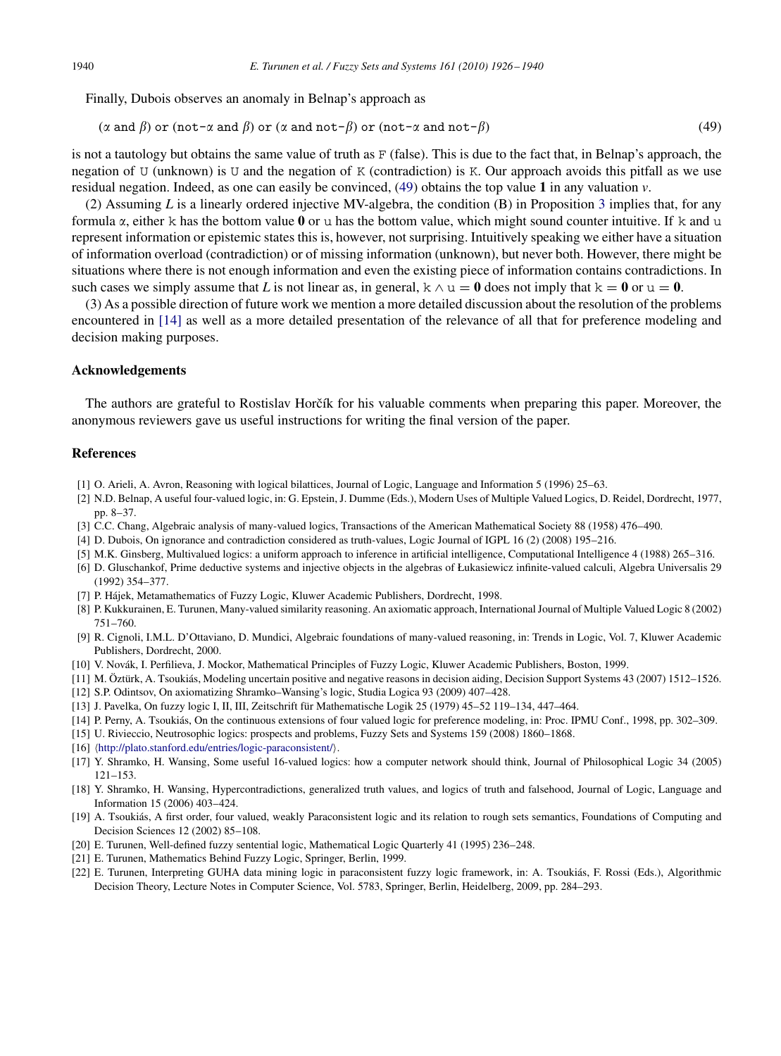Finally, Dubois observes an anomaly in Belnap's approach as

$$(\alpha \texttt{ and } \beta) \texttt{ or } (\texttt{not-}\alpha \texttt{ and } \beta) \texttt{ or } (\alpha \texttt{ and not-}\beta) \texttt{ or } (\texttt{not-}\alpha \texttt{ and not-}\beta) \tag{49}$$

is not a tautology but obtains the same value of truth as F (false). This is due to the fact that, in Belnap's approach, the negation of U (unknown) is U and the negation of K (contradiction) is K. Our approach avoids this pitfall as we use residual negation. Indeed, as one can easily be convinced, (49) obtains the top value **1** in any valuation $v$.

(2) Assuming $L$ is a linearly ordered injective MV-algebra, the condition (B) in Proposition 3 implies that, for any formula $\alpha$, either k has the bottom value **0** or u has the bottom value, which might sound counter intuitive. If k and u represent information or epistemic states this is, however, not surprising. Intuitively speaking we either have a situation of information overload (contradiction) or of missing information (unknown), but never both. However, there might be situations where there is not enough information and even the existing piece of information contains contradictions. In such cases we simply assume that $L$ is not linear as, in general, $\mathrm{k} \wedge \mathrm{u} = \mathbf{0}$ does not imply that $\mathrm{k} = \mathbf{0}$ or $\mathrm{u} = \mathbf{0}$.

(3) As a possible direction of future work we mention a more detailed discussion about the resolution of the problems encountered in [14] as well as a more detailed presentation of the relevance of all that for preference modeling and decision making purposes.

## Acknowledgements

The authors are grateful to Rostislav Horčík for his valuable comments when preparing this paper. Moreover, the anonymous reviewers gave us useful instructions for writing the final version of the paper.

## References

[1] O. Arieli, A. Avron, Reasoning with logical bilattices, Journal of Logic, Language and Information 5 (1996) 25–63.
[2] N.D. Belnap, A useful four-valued logic, in: G. Epstein, J. Dumme (Eds.), Modern Uses of Multiple Valued Logics, D. Reidel, Dordrecht, 1977, pp. 8–37.
[3] C.C. Chang, Algebraic analysis of many-valued logics, Transactions of the American Mathematical Society 88 (1958) 476–490.
[4] D. Dubois, On ignorance and contradiction considered as truth-values, Logic Journal of IGPL 16 (2) (2008) 195–216.
[5] M.K. Ginsberg, Multivalued logics: a uniform approach to inference in artificial intelligence, Computational Intelligence 4 (1988) 265–316.
[6] D. Gluschankof, Prime deductive systems and injective objects in the algebras of Łukasiewicz infinite-valued calculi, Algebra Universalis 29 (1992) 354–377.
[7] P. Hájek, Metamathematics of Fuzzy Logic, Kluwer Academic Publishers, Dordrecht, 1998.
[8] P. Kukkurainen, E. Turunen, Many-valued similarity reasoning. An axiomatic approach, International Journal of Multiple Valued Logic 8 (2002) 751–760.
[9] R. Cignoli, I.M.L. D'Ottaviano, D. Mundici, Algebraic foundations of many-valued reasoning, in: Trends in Logic, Vol. 7, Kluwer Academic Publishers, Dordrecht, 2000.
[10] V. Novák, I. Perfilieva, J. Mockor, Mathematical Principles of Fuzzy Logic, Kluwer Academic Publishers, Boston, 1999.
[11] M. Öztürk, A. Tsoukiás, Modeling uncertain positive and negative reasons in decision aiding, Decision Support Systems 43 (2007) 1512–1526.
[12] S.P. Odintsov, On axiomatizing Shramko–Wansing's logic, Studia Logica 93 (2009) 407–428.
[13] J. Pavelka, On fuzzy logic I, II, III, Zeitschrift für Mathematische Logik 25 (1979) 45–52 119–134, 447–464.
[14] P. Perny, A. Tsoukiás, On the continuous extensions of four valued logic for preference modeling, in: Proc. IPMU Conf., 1998, pp. 302–309.
[15] U. Rivieccio, Neutrosophic logics: prospects and problems, Fuzzy Sets and Systems 159 (2008) 1860–1868.
[16] ⟨http://plato.stanford.edu/entries/logic-paraconsistent/⟩.
[17] Y. Shramko, H. Wansing, Some useful 16-valued logics: how a computer network should think, Journal of Philosophical Logic 34 (2005) 121–153.
[18] Y. Shramko, H. Wansing, Hypercontradictions, generalized truth values, and logics of truth and falsehood, Journal of Logic, Language and Information 15 (2006) 403–424.
[19] A. Tsoukiás, A first order, four valued, weakly Paraconsistent logic and its relation to rough sets semantics, Foundations of Computing and Decision Sciences 12 (2002) 85–108.
[20] E. Turunen, Well-defined fuzzy sentential logic, Mathematical Logic Quarterly 41 (1995) 236–248.
[21] E. Turunen, Mathematics Behind Fuzzy Logic, Springer, Berlin, 1999.
[22] E. Turunen, Interpreting GUHA data mining logic in paraconsistent fuzzy logic framework, in: A. Tsoukiás, F. Rossi (Eds.), Algorithmic Decision Theory, Lecture Notes in Computer Science, Vol. 5783, Springer, Berlin, Heidelberg, 2009, pp. 284–293.